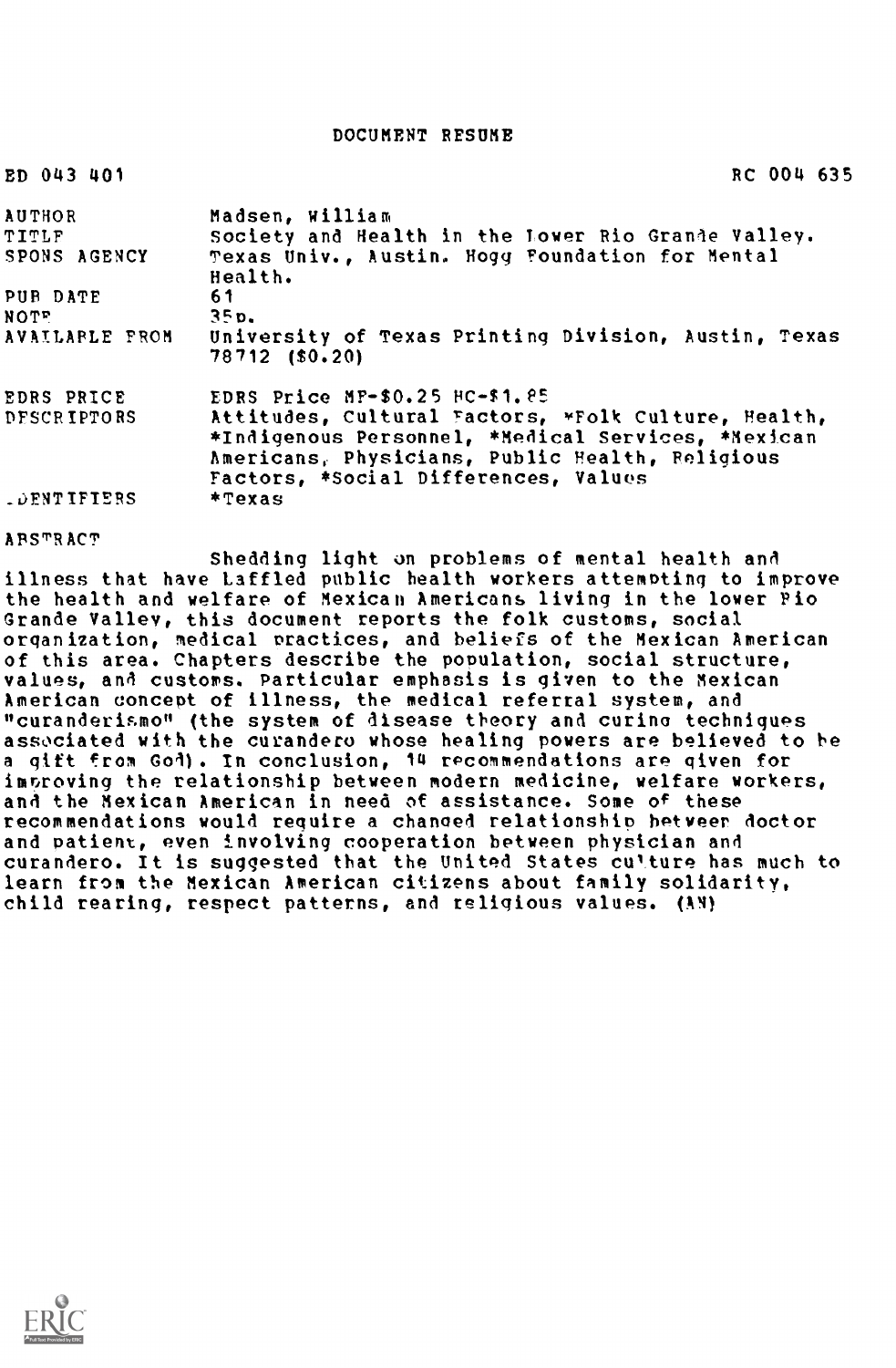# DOCUMENT RESUME

ED 043 401 RC 004 635

| | |
|---|---|
| AUTHOR | Madsen, William |
| TITLE | Society and Health in the Lower Rio Grande Valley. |
| SPONS AGENCY | Texas Univ., Austin. Hogg Foundation for Mental Health. |
| PUB DATE | 61 |
| NOTE | 35p. |
| AVAILABLE FROM | University of Texas Printing Division, Austin, Texas 78712 ($0.20) |
| EDRS PRICE | EDRS Price MF-$0.25 HC-$1.85 |
| DESCRIPTORS | Attitudes, Cultural Factors, *Folk Culture, Health, *Indigenous Personnel, *Medical Services, *Mexican Americans, Physicians, Public Health, Religious Factors, *Social Differences, Values |
| IDENTIFIERS | *Texas |

## ABSTRACT

Shedding light on problems of mental health and illness that have baffled public health workers attempting to improve the health and welfare of Mexican Americans living in the lower Rio Grande Valley, this document reports the folk customs, social organization, medical practices, and beliefs of the Mexican American of this area. Chapters describe the population, social structure, values, and customs. Particular emphasis is given to the Mexican American concept of illness, the medical referral system, and "curanderismo" (the system of disease theory and curing techniques associated with the curandero whose healing powers are believed to be a gift from God). In conclusion, 14 recommendations are given for improving the relationship between modern medicine, welfare workers, and the Mexican American in need of assistance. Some of these recommendations would require a changed relationship between doctor and patient, even involving cooperation between physician and curandero. It is suggested that the United States culture has much to learn from the Mexican American citizens about family solidarity, child rearing, respect patterns, and religious values. (AN)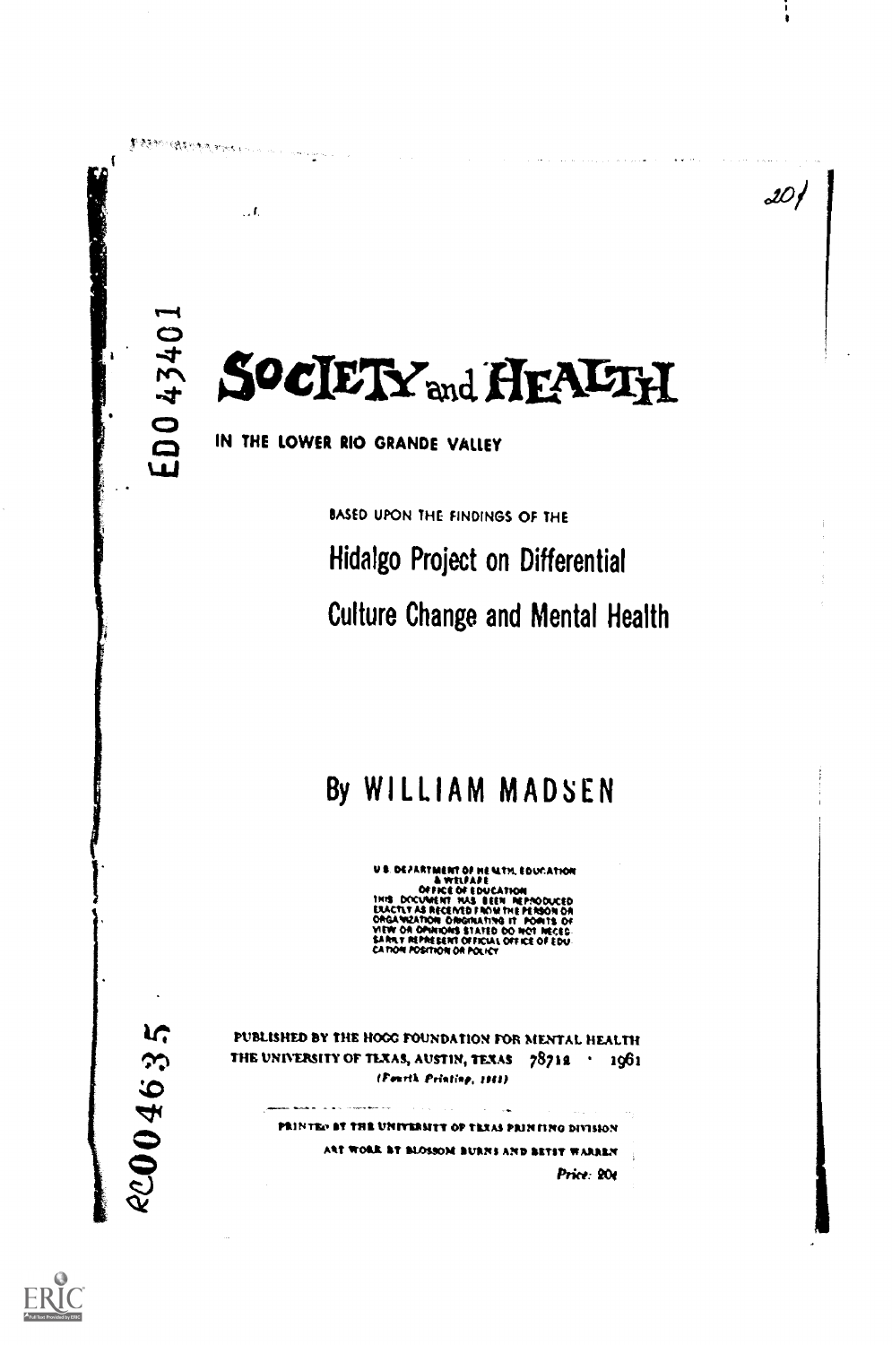ED043401

# SOCIETY and HEALTH

IN THE LOWER RIO GRANDE VALLEY

BASED UPON THE FINDINGS OF THE

## Hidalgo Project on Differential Culture Change and Mental Health

## By WILLIAM MADSEN

U.S. DEPARTMENT OF HEALTH, EDUCATION & WELFARE
OFFICE OF EDUCATION
THIS DOCUMENT HAS BEEN REPRODUCED EXACTLY AS RECEIVED FROM THE PERSON OR ORGANIZATION ORIGINATING IT. POINTS OF VIEW OR OPINIONS STATED DO NOT NECESSARILY REPRESENT OFFICIAL OFFICE OF EDUCATION POSITION OR POLICY

PUBLISHED BY THE HOGG FOUNDATION FOR MENTAL HEALTH
THE UNIVERSITY OF TEXAS, AUSTIN, TEXAS 78712 · 1961
*(Fourth Printing, 1968)*

PRINTED BY THE UNIVERSITY OF TEXAS PRINTING DIVISION
ART WORK BY BLOSSOM BURNS AND BETSY WARREN

*Price: 20¢*

RC004635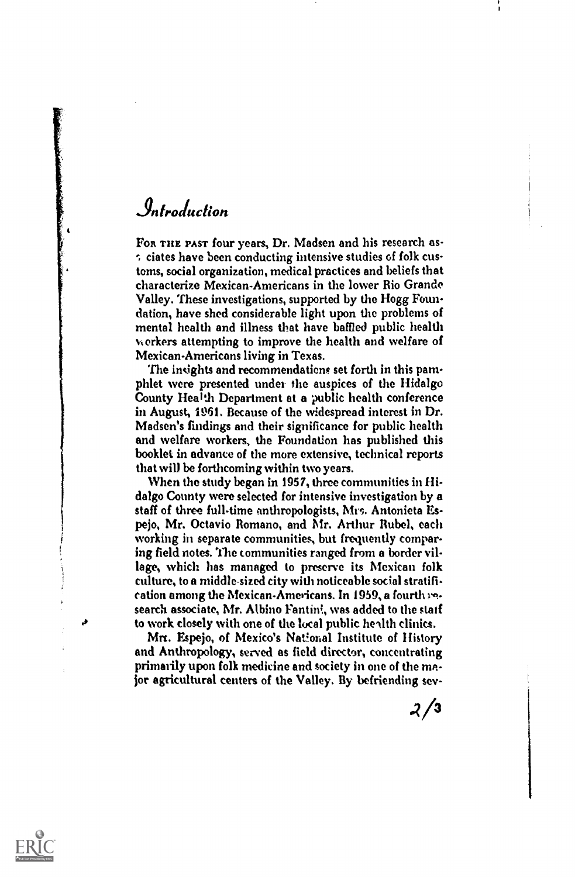# Introduction

FOR THE PAST four years, Dr. Madsen and his research associates have been conducting intensive studies of folk customs, social organization, medical practices and beliefs that characterize Mexican-Americans in the lower Rio Grande Valley. These investigations, supported by the Hogg Foundation, have shed considerable light upon the problems of mental health and illness that have baffled public health workers attempting to improve the health and welfare of Mexican-Americans living in Texas.

The insights and recommendations set forth in this pamphlet were presented under the auspices of the Hidalgo County Health Department at a public health conference in August, 1961. Because of the widespread interest in Dr. Madsen's findings and their significance for public health and welfare workers, the Foundation has published this booklet in advance of the more extensive, technical reports that will be forthcoming within two years.

When the study began in 1957, three communities in Hidalgo County were selected for intensive investigation by a staff of three full-time anthropologists, Mrs. Antonieta Espejo, Mr. Octavio Romano, and Mr. Arthur Rubel, each working in separate communities, but frequently comparing field notes. The communities ranged from a border village, which has managed to preserve its Mexican folk culture, to a middle-sized city with noticeable social stratification among the Mexican-Americans. In 1959, a fourth research associate, Mr. Albino Fantini, was added to the staff to work closely with one of the local public health clinics.

Mrs. Espejo, of Mexico's National Institute of History and Anthropology, served as field director, concentrating primarily upon folk medicine and society in one of the major agricultural centers of the Valley. By befriending sev-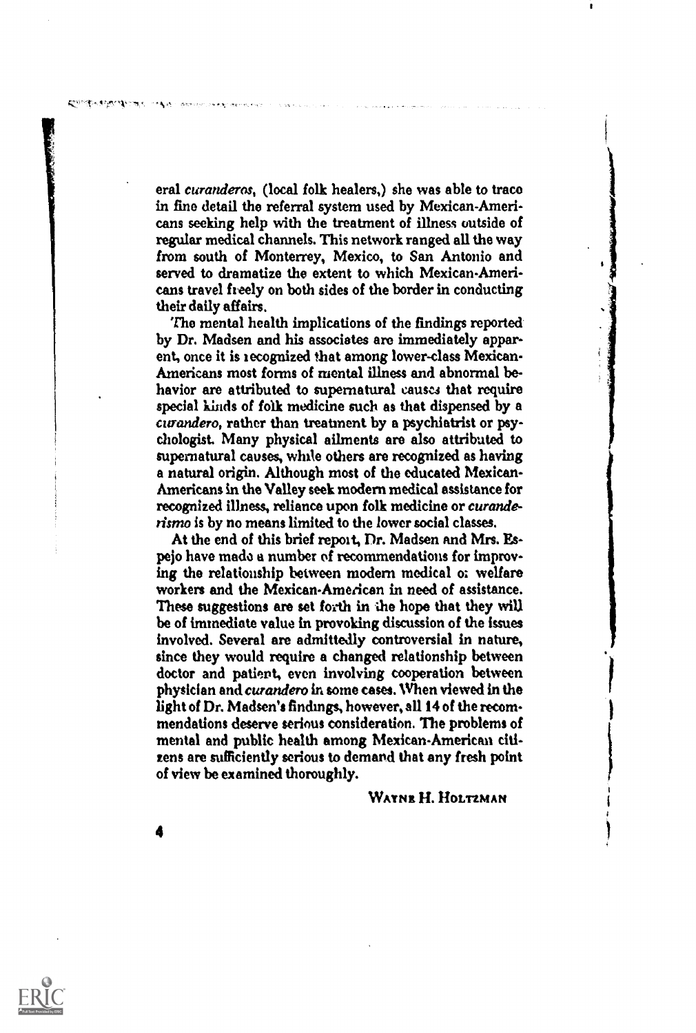eral *curanderos*, (local folk healers,) she was able to trace in fine detail the referral system used by Mexican-Americans seeking help with the treatment of illness outside of regular medical channels. This network ranged all the way from south of Monterrey, Mexico, to San Antonio and served to dramatize the extent to which Mexican-Americans travel freely on both sides of the border in conducting their daily affairs.

The mental health implications of the findings reported by Dr. Madsen and his associates are immediately apparent, once it is recognized that among lower-class Mexican-Americans most forms of mental illness and abnormal behavior are attributed to supernatural causes that require special kinds of folk medicine such as that dispensed by a *curandero*, rather than treatment by a psychiatrist or psychologist. Many physical ailments are also attributed to supernatural causes, while others are recognized as having a natural origin. Although most of the educated Mexican-Americans in the Valley seek modern medical assistance for recognized illness, reliance upon folk medicine or *curanderismo* is by no means limited to the lower social classes.

At the end of this brief report, Dr. Madsen and Mrs. Espejo have made a number of recommendations for improving the relationship between modern medical or welfare workers and the Mexican-American in need of assistance. These suggestions are set forth in the hope that they will be of immediate value in provoking discussion of the issues involved. Several are admittedly controversial in nature, since they would require a changed relationship between doctor and patient, even involving cooperation between physician and *curandero* in some cases. When viewed in the light of Dr. Madsen's findings, however, all 14 of the recommendations deserve serious consideration. The problems of mental and public health among Mexican-American citizens are sufficiently serious to demand that any fresh point of view be examined thoroughly.

WAYNE H. HOLTZMAN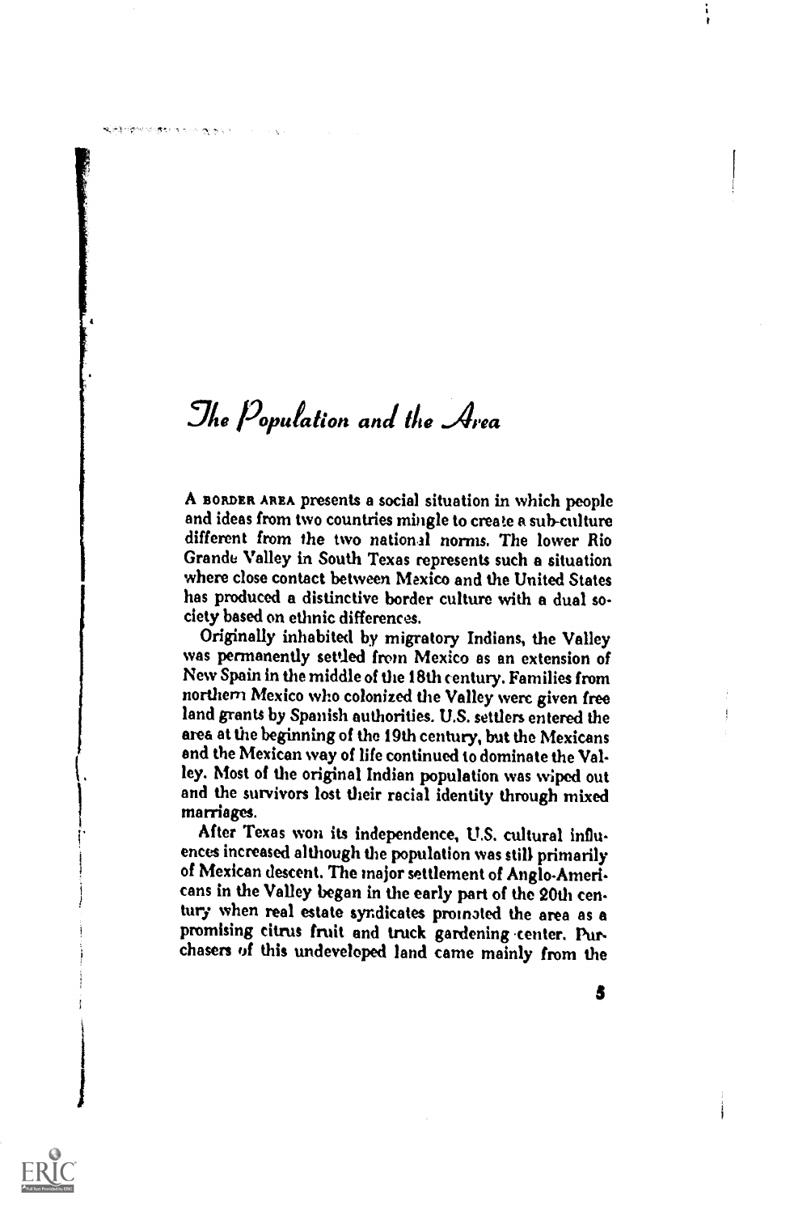# The Population and the Area

A BORDER AREA presents a social situation in which people and ideas from two countries mingle to create a sub-culture different from the two national norms. The lower Rio Grande Valley in South Texas represents such a situation where close contact between Mexico and the United States has produced a distinctive border culture with a dual society based on ethnic differences.

Originally inhabited by migratory Indians, the Valley was permanently settled from Mexico as an extension of New Spain in the middle of the 18th century. Families from northern Mexico who colonized the Valley were given free land grants by Spanish authorities. U.S. settlers entered the area at the beginning of the 19th century, but the Mexicans and the Mexican way of life continued to dominate the Valley. Most of the original Indian population was wiped out and the survivors lost their racial identity through mixed marriages.

After Texas won its independence, U.S. cultural influences increased although the population was still primarily of Mexican descent. The major settlement of Anglo-Americans in the Valley began in the early part of the 20th century when real estate syndicates promoted the area as a promising citrus fruit and truck gardening center. Purchasers of this undeveloped land came mainly from the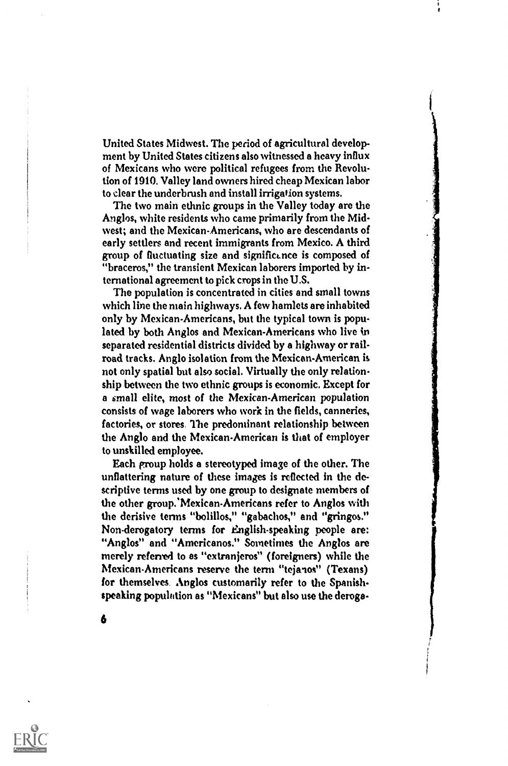United States Midwest. The period of agricultural development by United States citizens also witnessed a heavy influx of Mexicans who were political refugees from the Revolution of 1910. Valley land owners hired cheap Mexican labor to clear the underbrush and install irrigation systems.

The two main ethnic groups in the Valley today are the Anglos, white residents who came primarily from the Midwest; and the Mexican-Americans, who are descendants of early settlers and recent immigrants from Mexico. A third group of fluctuating size and significance is composed of "braceros," the transient Mexican laborers imported by international agreement to pick crops in the U.S.

The population is concentrated in cities and small towns which line the main highways. A few hamlets are inhabited only by Mexican-Americans, but the typical town is populated by both Anglos and Mexican-Americans who live in separated residential districts divided by a highway or railroad tracks. Anglo isolation from the Mexican-American is not only spatial but also social. Virtually the only relationship between the two ethnic groups is economic. Except for a small elite, most of the Mexican-American population consists of wage laborers who work in the fields, canneries, factories, or stores. The predominant relationship between the Anglo and the Mexican-American is that of employer to unskilled employee.

Each group holds a stereotyped image of the other. The unflattering nature of these images is reflected in the descriptive terms used by one group to designate members of the other group. Mexican-Americans refer to Anglos with the derisive terms "bolillos," "gabachos," and "gringos." Non-derogatory terms for English-speaking people are: "Anglos" and "Americanos." Sometimes the Anglos are merely referred to as "extranjeros" (foreigners) while the Mexican-Americans reserve the term "tejanos" (Texans) for themselves. Anglos customarily refer to the Spanish-speaking population as "Mexicans" but also use the deroga-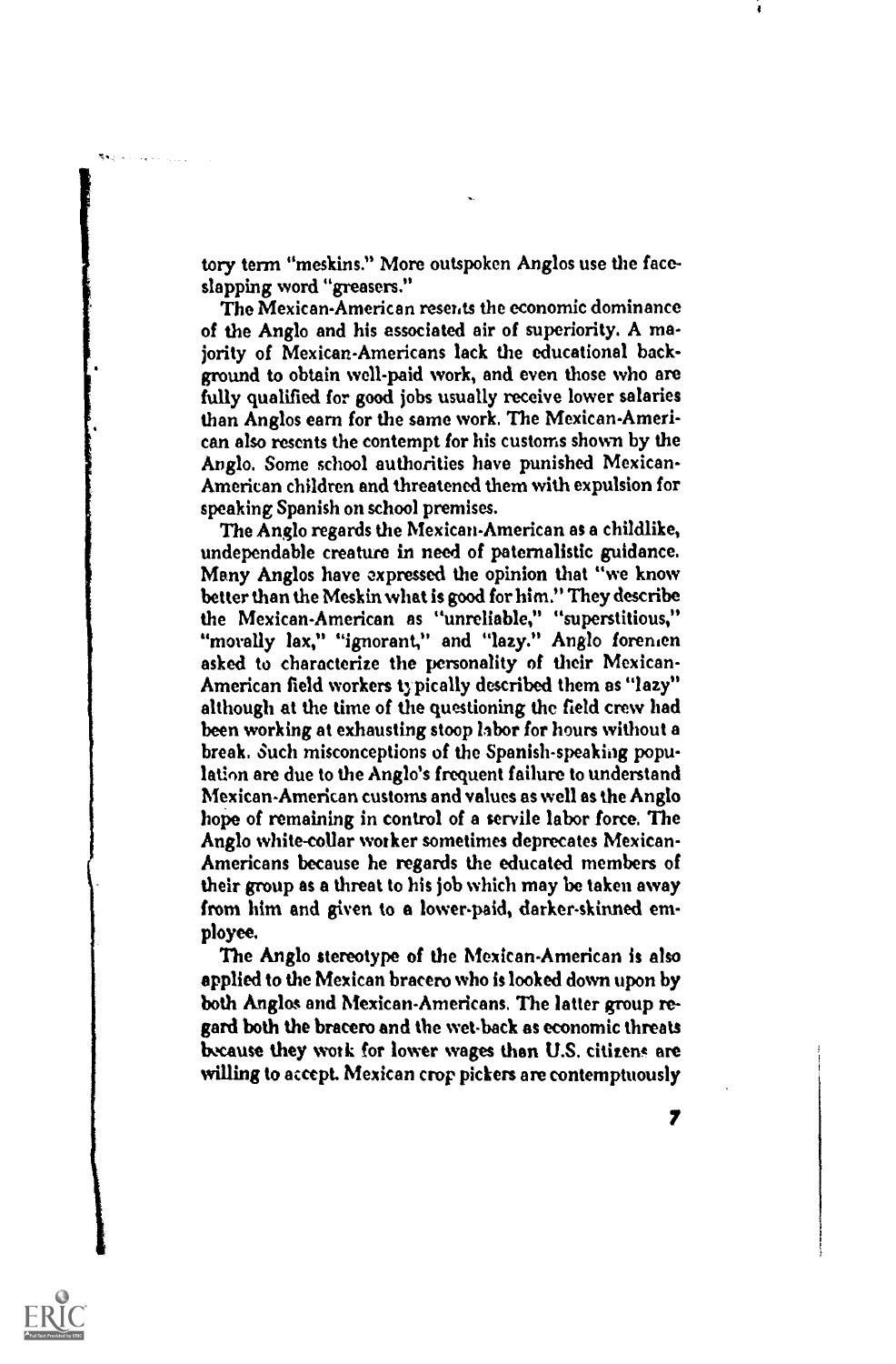tory term "meskins." More outspoken Anglos use the face-slapping word "greasers."

The Mexican-American resents the economic dominance of the Anglo and his associated air of superiority. A majority of Mexican-Americans lack the educational background to obtain well-paid work, and even those who are fully qualified for good jobs usually receive lower salaries than Anglos earn for the same work. The Mexican-American also resents the contempt for his customs shown by the Anglo. Some school authorities have punished Mexican-American children and threatened them with expulsion for speaking Spanish on school premises.

The Anglo regards the Mexican-American as a childlike, undependable creature in need of paternalistic guidance. Many Anglos have expressed the opinion that "we know better than the Meskin what is good for him." They describe the Mexican-American as "unreliable," "superstitious," "morally lax," "ignorant," and "lazy." Anglo foremen asked to characterize the personality of their Mexican-American field workers typically described them as "lazy" although at the time of the questioning the field crew had been working at exhausting stoop labor for hours without a break. Such misconceptions of the Spanish-speaking population are due to the Anglo's frequent failure to understand Mexican-American customs and values as well as the Anglo hope of remaining in control of a servile labor force. The Anglo white-collar worker sometimes deprecates Mexican-Americans because he regards the educated members of their group as a threat to his job which may be taken away from him and given to a lower-paid, darker-skinned employee.

The Anglo stereotype of the Mexican-American is also applied to the Mexican bracero who is looked down upon by both Anglos and Mexican-Americans. The latter group regard both the bracero and the wet-back as economic threats because they work for lower wages than U.S. citizens are willing to accept. Mexican crop pickers are contemptuously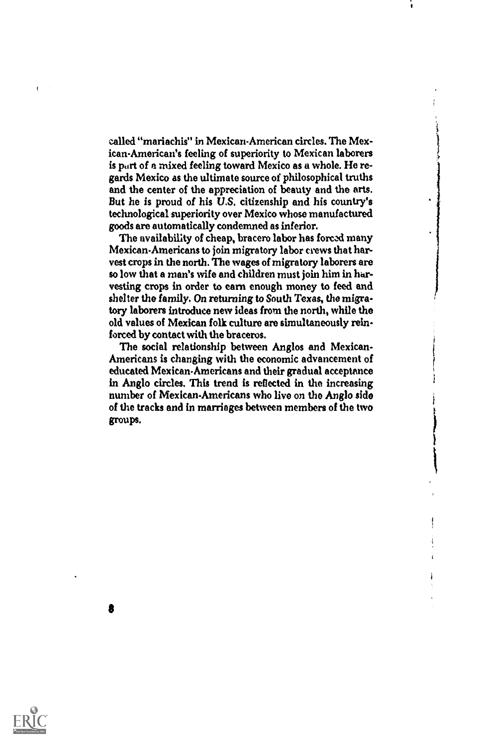called "mariachis" in Mexican-American circles. The Mexican-American's feeling of superiority to Mexican laborers is part of a mixed feeling toward Mexico as a whole. He regards Mexico as the ultimate source of philosophical truths and the center of the appreciation of beauty and the arts. But he is proud of his U.S. citizenship and his country's technological superiority over Mexico whose manufactured goods are automatically condemned as inferior.

The availability of cheap, bracero labor has forced many Mexican-Americans to join migratory labor crews that harvest crops in the north. The wages of migratory laborers are so low that a man's wife and children must join him in harvesting crops in order to earn enough money to feed and shelter the family. On returning to South Texas, the migratory laborers introduce new ideas from the north, while the old values of Mexican folk culture are simultaneously reinforced by contact with the braceros.

The social relationship between Anglos and Mexican-Americans is changing with the economic advancement of educated Mexican-Americans and their gradual acceptance in Anglo circles. This trend is reflected in the increasing number of Mexican-Americans who live on the Anglo side of the tracks and in marriages between members of the two groups.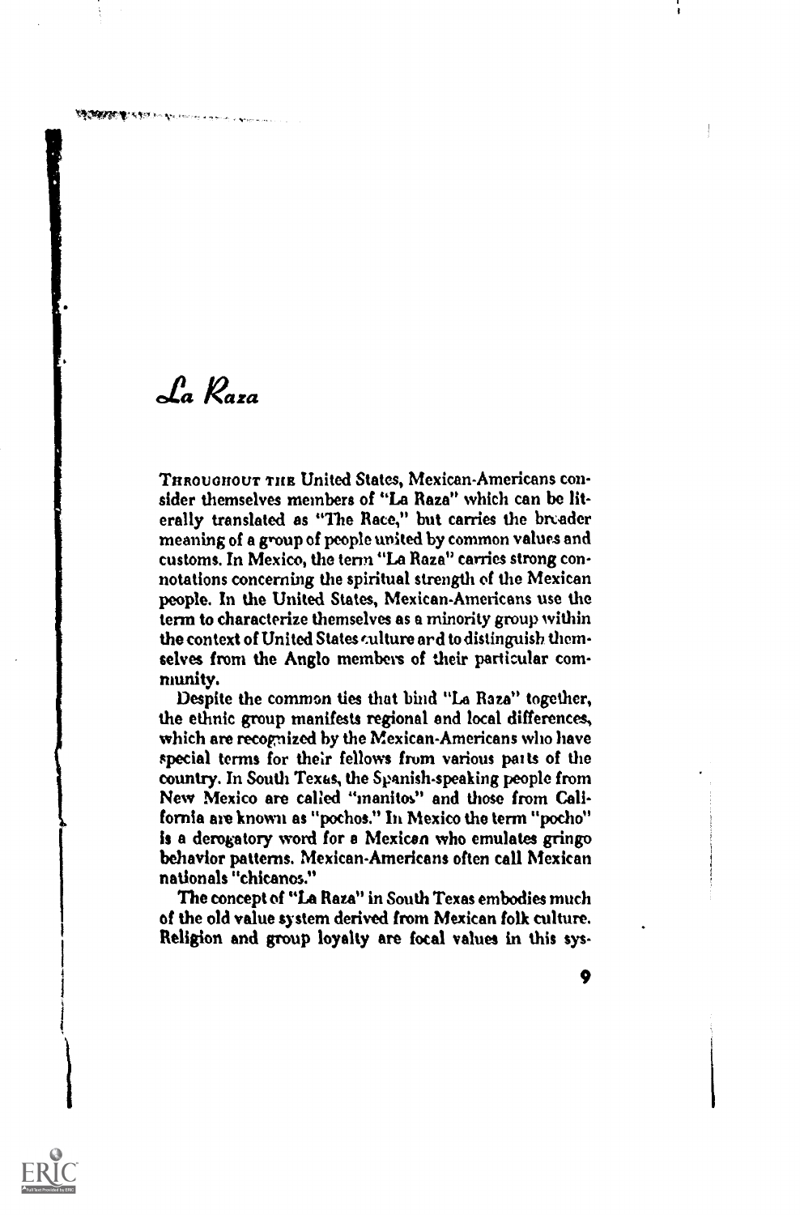# La Raza

THROUGHOUT THE United States, Mexican-Americans consider themselves members of "La Raza" which can be literally translated as "The Race," but carries the broader meaning of a group of people united by common values and customs. In Mexico, the term "La Raza" carries strong connotations concerning the spiritual strength of the Mexican people. In the United States, Mexican-Americans use the term to characterize themselves as a minority group within the context of United States culture and to distinguish themselves from the Anglo members of their particular community.

Despite the common ties that bind "La Raza" together, the ethnic group manifests regional and local differences, which are recognized by the Mexican-Americans who have special terms for their fellows from various parts of the country. In South Texas, the Spanish-speaking people from New Mexico are called "manitos" and those from California are known as "pochos." In Mexico the term "pocho" is a derogatory word for a Mexican who emulates gringo behavior patterns. Mexican-Americans often call Mexican nationals "chicanos."

The concept of "La Raza" in South Texas embodies much of the old value system derived from Mexican folk culture. Religion and group loyalty are focal values in this sys-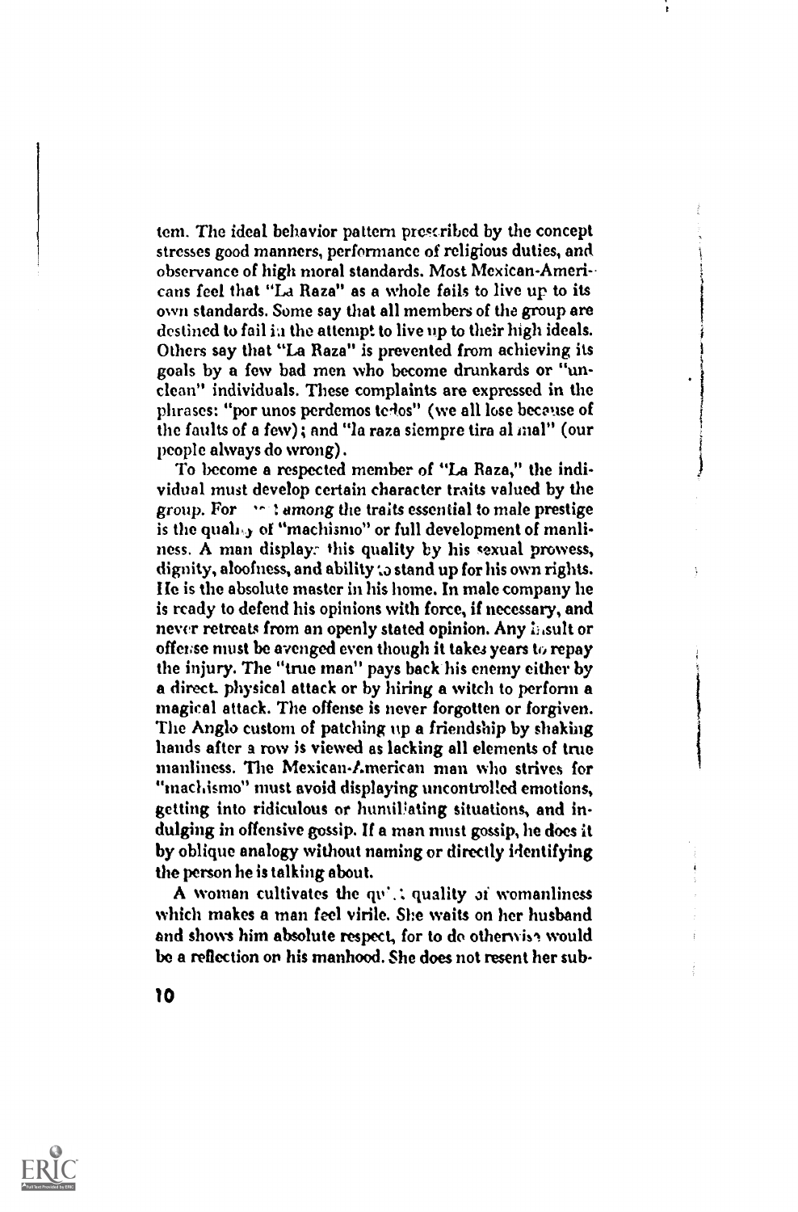tem. The ideal behavior pattern prescribed by the concept stresses good manners, performance of religious duties, and observance of high moral standards. Most Mexican-Americans feel that "La Raza" as a whole fails to live up to its own standards. Some say that all members of the group are destined to fail in the attempt to live up to their high ideals. Others say that "La Raza" is prevented from achieving its goals by a few bad men who become drunkards or "unclean" individuals. These complaints are expressed in the phrases: "por unos perdemos todos" (we all lose because of the faults of a few); and "la raza siempre tira al mal" (our people always do wrong).

To become a respected member of "La Raza," the individual must develop certain character traits valued by the group. For most among the traits essential to male prestige is the quality of "machismo" or full development of manliness. A man displays this quality by his sexual prowess, dignity, aloofness, and ability to stand up for his own rights. He is the absolute master in his home. In male company he is ready to defend his opinions with force, if necessary, and never retreats from an openly stated opinion. Any insult or offense must be avenged even though it takes years to repay the injury. The "true man" pays back his enemy either by a direct physical attack or by hiring a witch to perform a magical attack. The offense is never forgotten or forgiven. The Anglo custom of patching up a friendship by shaking hands after a row is viewed as lacking all elements of true manliness. The Mexican-American man who strives for "machismo" must avoid displaying uncontrolled emotions, getting into ridiculous or humiliating situations, and indulging in offensive gossip. If a man must gossip, he does it by oblique analogy without naming or directly identifying the person he is talking about.

A woman cultivates the quality of womanliness which makes a man feel virile. She waits on her husband and shows him absolute respect, for to do otherwise would be a reflection on his manhood. She does not resent her sub-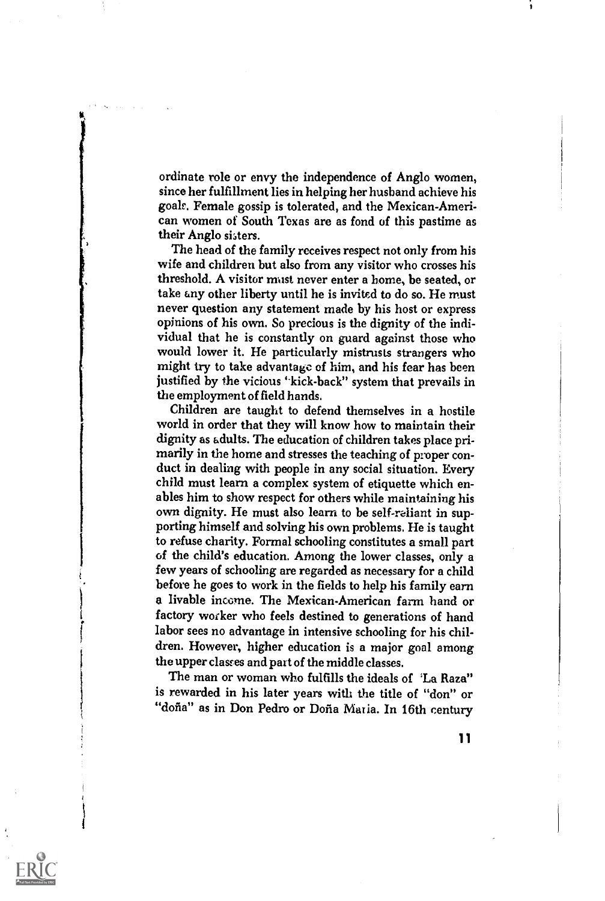ordinate role or envy the independence of Anglo women, since her fulfillment lies in helping her husband achieve his goals. Female gossip is tolerated, and the Mexican-American women of South Texas are as fond of this pastime as their Anglo sisters.

The head of the family receives respect not only from his wife and children but also from any visitor who crosses his threshold. A visitor must never enter a home, be seated, or take any other liberty until he is invited to do so. He must never question any statement made by his host or express opinions of his own. So precious is the dignity of the individual that he is constantly on guard against those who would lower it. He particularly mistrusts strangers who might try to take advantage of him, and his fear has been justified by the vicious "kick-back" system that prevails in the employment of field hands.

Children are taught to defend themselves in a hostile world in order that they will know how to maintain their dignity as adults. The education of children takes place primarily in the home and stresses the teaching of proper conduct in dealing with people in any social situation. Every child must learn a complex system of etiquette which enables him to show respect for others while maintaining his own dignity. He must also learn to be self-reliant in supporting himself and solving his own problems. He is taught to refuse charity. Formal schooling constitutes a small part of the child's education. Among the lower classes, only a few years of schooling are regarded as necessary for a child before he goes to work in the fields to help his family earn a livable income. The Mexican-American farm hand or factory worker who feels destined to generations of hand labor sees no advantage in intensive schooling for his children. However, higher education is a major goal among the upper classes and part of the middle classes.

The man or woman who fulfills the ideals of "La Raza" is rewarded in his later years with the title of "don" or "doña" as in Don Pedro or Doña María. In 16th century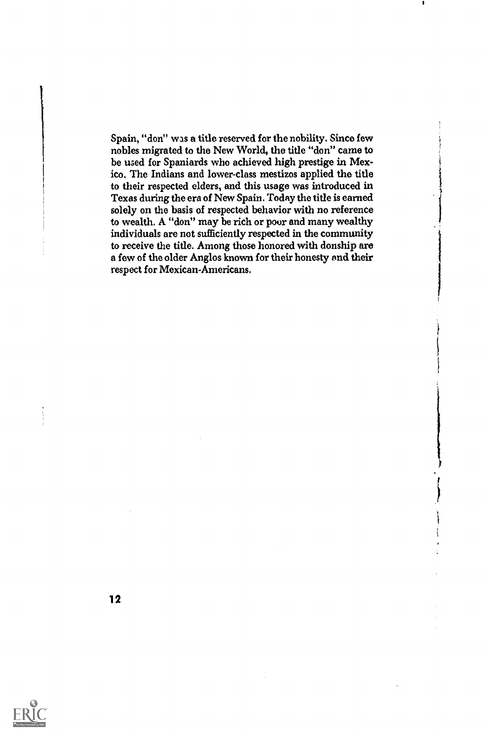Spain, "don" was a title reserved for the nobility. Since few nobles migrated to the New World, the title "don" came to be used for Spaniards who achieved high prestige in Mexico. The Indians and lower-class mestizos applied the title to their respected elders, and this usage was introduced in Texas during the era of New Spain. Today the title is earned solely on the basis of respected behavior with no reference to wealth. A "don" may be rich or poor and many wealthy individuals are not sufficiently respected in the community to receive the title. Among those honored with donship are a few of the older Anglos known for their honesty and their respect for Mexican-Americans.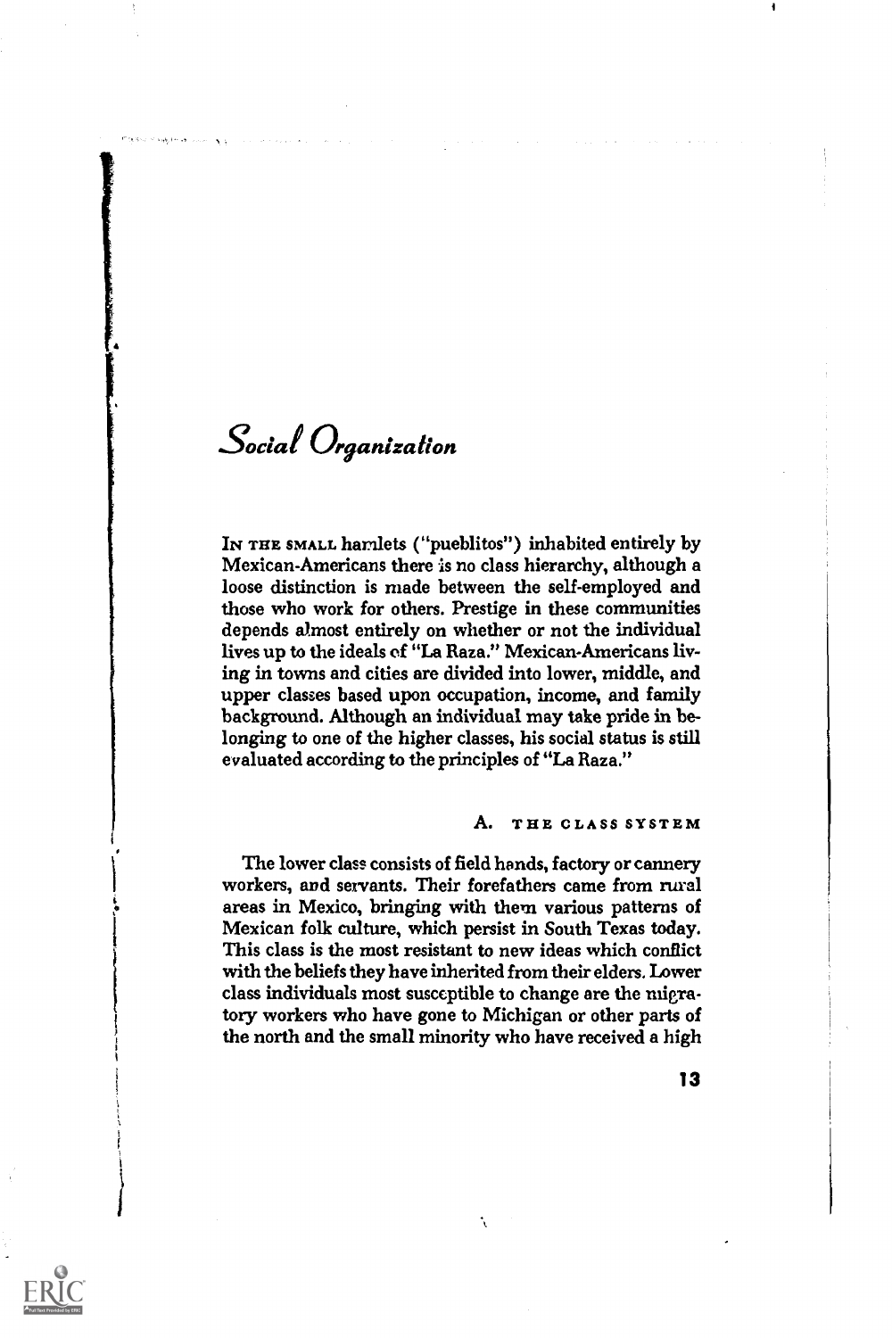# *Social Organization*

In the small hamlets ("pueblitos") inhabited entirely by Mexican-Americans there is no class hierarchy, although a loose distinction is made between the self-employed and those who work for others. Prestige in these communities depends almost entirely on whether or not the individual lives up to the ideals of "La Raza." Mexican-Americans living in towns and cities are divided into lower, middle, and upper classes based upon occupation, income, and family background. Although an individual may take pride in belonging to one of the higher classes, his social status is still evaluated according to the principles of "La Raza."

## A. The Class System

The lower class consists of field hands, factory or cannery workers, and servants. Their forefathers came from rural areas in Mexico, bringing with them various patterns of Mexican folk culture, which persist in South Texas today. This class is the most resistant to new ideas which conflict with the beliefs they have inherited from their elders. Lower class individuals most susceptible to change are the migratory workers who have gone to Michigan or other parts of the north and the small minority who have received a high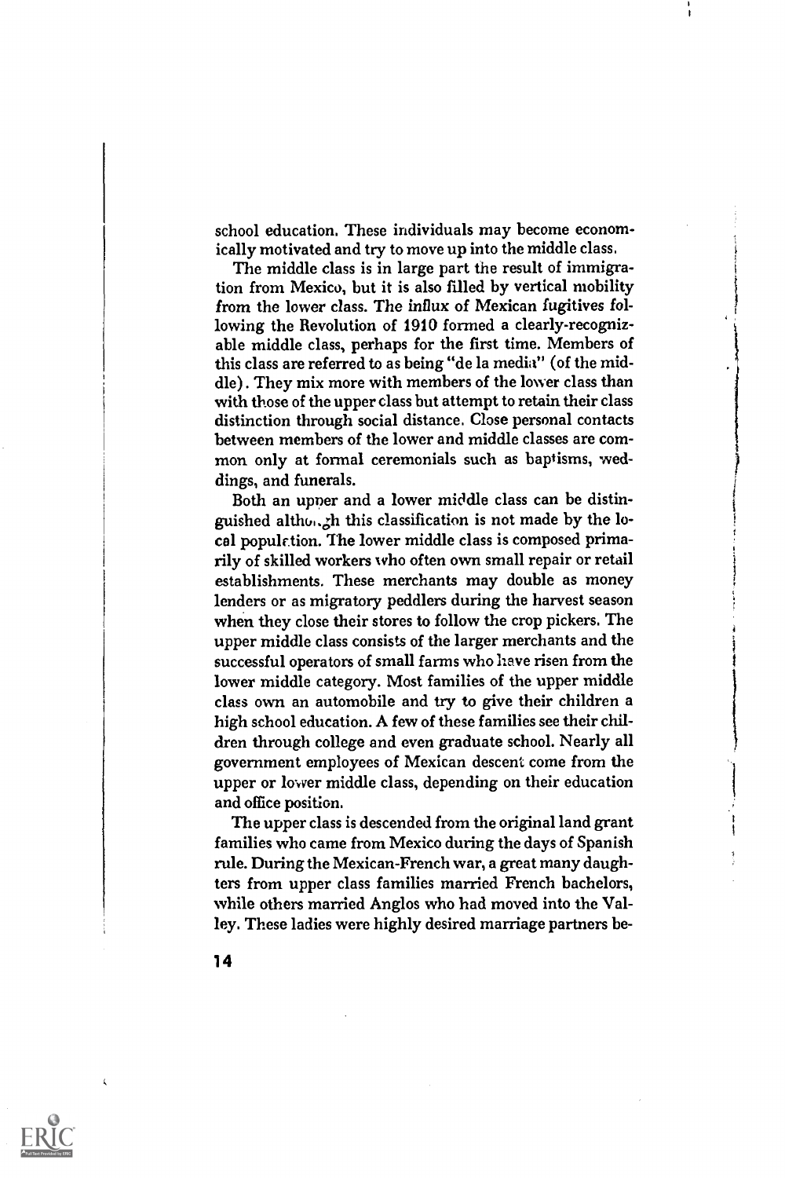school education. These individuals may become economically motivated and try to move up into the middle class.

The middle class is in large part the result of immigration from Mexico, but it is also filled by vertical mobility from the lower class. The influx of Mexican fugitives following the Revolution of 1910 formed a clearly-recognizable middle class, perhaps for the first time. Members of this class are referred to as being "de la media" (of the middle). They mix more with members of the lower class than with those of the upper class but attempt to retain their class distinction through social distance. Close personal contacts between members of the lower and middle classes are common only at formal ceremonials such as baptisms, weddings, and funerals.

Both an upper and a lower middle class can be distinguished although this classification is not made by the local population. The lower middle class is composed primarily of skilled workers who often own small repair or retail establishments. These merchants may double as money lenders or as migratory peddlers during the harvest season when they close their stores to follow the crop pickers. The upper middle class consists of the larger merchants and the successful operators of small farms who have risen from the lower middle category. Most families of the upper middle class own an automobile and try to give their children a high school education. A few of these families see their children through college and even graduate school. Nearly all government employees of Mexican descent come from the upper or lower middle class, depending on their education and office position.

The upper class is descended from the original land grant families who came from Mexico during the days of Spanish rule. During the Mexican-French war, a great many daughters from upper class families married French bachelors, while others married Anglos who had moved into the Valley. These ladies were highly desired marriage partners be-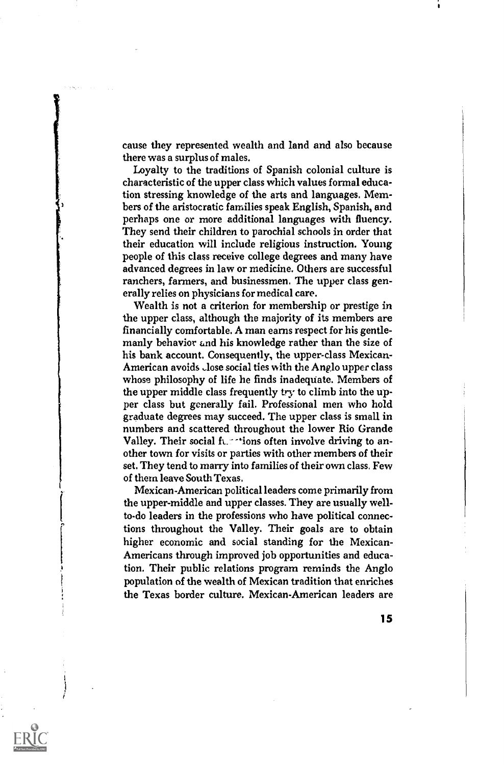cause they represented wealth and land and also because there was a surplus of males.

Loyalty to the traditions of Spanish colonial culture is characteristic of the upper class which values formal education stressing knowledge of the arts and languages. Members of the aristocratic families speak English, Spanish, and perhaps one or more additional languages with fluency. They send their children to parochial schools in order that their education will include religious instruction. Young people of this class receive college degrees and many have advanced degrees in law or medicine. Others are successful ranchers, farmers, and businessmen. The upper class generally relies on physicians for medical care.

Wealth is not a criterion for membership or prestige in the upper class, although the majority of its members are financially comfortable. A man earns respect for his gentlemanly behavior and his knowledge rather than the size of his bank account. Consequently, the upper-class Mexican-American avoids close social ties with the Anglo upper class whose philosophy of life he finds inadequate. Members of the upper middle class frequently try to climb into the upper class but generally fail. Professional men who hold graduate degrees may succeed. The upper class is small in numbers and scattered throughout the lower Rio Grande Valley. Their social functions often involve driving to another town for visits or parties with other members of their set. They tend to marry into families of their own class. Few of them leave South Texas.

Mexican-American political leaders come primarily from the upper-middle and upper classes. They are usually well-to-do leaders in the professions who have political connections throughout the Valley. Their goals are to obtain higher economic and social standing for the Mexican-Americans through improved job opportunities and education. Their public relations program reminds the Anglo population of the wealth of Mexican tradition that enriches the Texas border culture. Mexican-American leaders are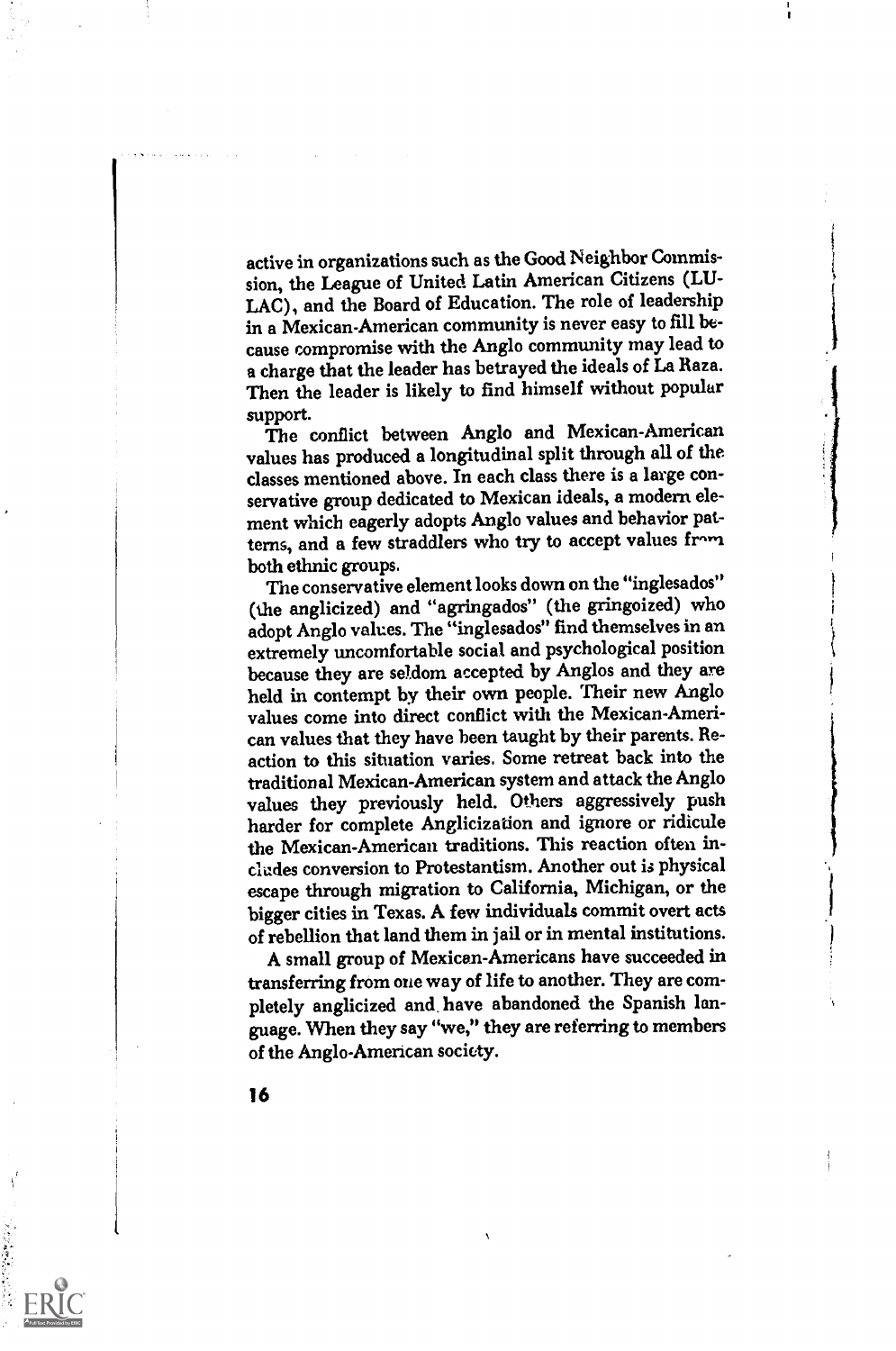active in organizations such as the Good Neighbor Commission, the League of United Latin American Citizens (LULAC), and the Board of Education. The role of leadership in a Mexican-American community is never easy to fill because compromise with the Anglo community may lead to a charge that the leader has betrayed the ideals of La Raza. Then the leader is likely to find himself without popular support.

The conflict between Anglo and Mexican-American values has produced a longitudinal split through all of the classes mentioned above. In each class there is a large conservative group dedicated to Mexican ideals, a modern element which eagerly adopts Anglo values and behavior patterns, and a few straddlers who try to accept values from both ethnic groups.

The conservative element looks down on the "inglesados" (the anglicized) and "agringados" (the gringoized) who adopt Anglo values. The "inglesados" find themselves in an extremely uncomfortable social and psychological position because they are seldom accepted by Anglos and they are held in contempt by their own people. Their new Anglo values come into direct conflict with the Mexican-American values that they have been taught by their parents. Reaction to this situation varies. Some retreat back into the traditional Mexican-American system and attack the Anglo values they previously held. Others aggressively push harder for complete Anglicization and ignore or ridicule the Mexican-American traditions. This reaction often includes conversion to Protestantism. Another out is physical escape through migration to California, Michigan, or the bigger cities in Texas. A few individuals commit overt acts of rebellion that land them in jail or in mental institutions.

A small group of Mexican-Americans have succeeded in transferring from one way of life to another. They are completely anglicized and have abandoned the Spanish language. When they say "we," they are referring to members of the Anglo-American society.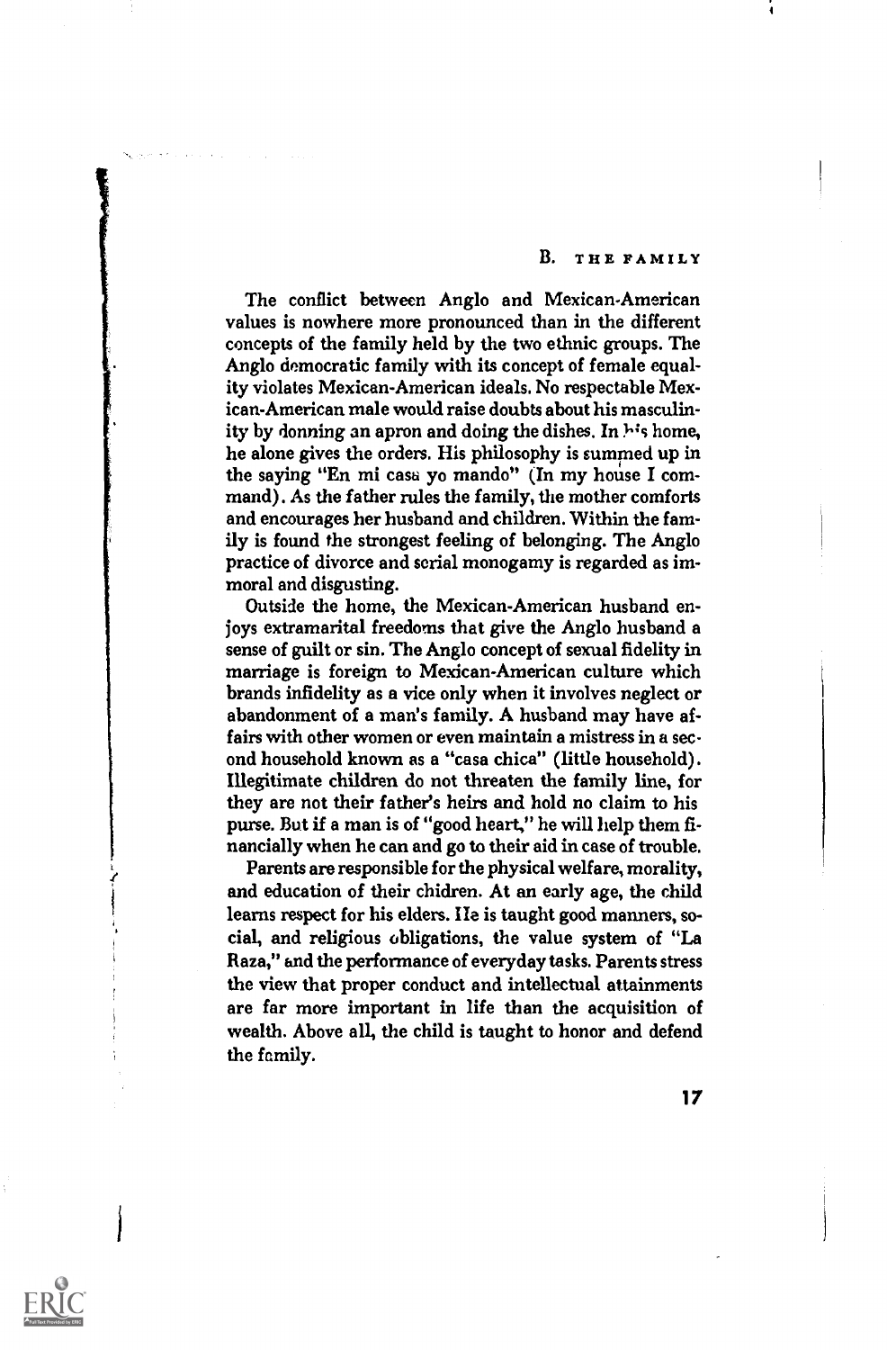## B. THE FAMILY

The conflict between Anglo and Mexican-American values is nowhere more pronounced than in the different concepts of the family held by the two ethnic groups. The Anglo democratic family with its concept of female equality violates Mexican-American ideals. No respectable Mexican-American male would raise doubts about his masculinity by donning an apron and doing the dishes. In his home, he alone gives the orders. His philosophy is summed up in the saying "En mi casa yo mando" (In my house I command). As the father rules the family, the mother comforts and encourages her husband and children. Within the family is found the strongest feeling of belonging. The Anglo practice of divorce and serial monogamy is regarded as immoral and disgusting.

Outside the home, the Mexican-American husband enjoys extramarital freedoms that give the Anglo husband a sense of guilt or sin. The Anglo concept of sexual fidelity in marriage is foreign to Mexican-American culture which brands infidelity as a vice only when it involves neglect or abandonment of a man's family. A husband may have affairs with other women or even maintain a mistress in a second household known as a "casa chica" (little household). Illegitimate children do not threaten the family line, for they are not their father's heirs and hold no claim to his purse. But if a man is of "good heart," he will help them financially when he can and go to their aid in case of trouble.

Parents are responsible for the physical welfare, morality, and education of their chidren. At an early age, the child learns respect for his elders. He is taught good manners, social, and religious obligations, the value system of "La Raza," and the performance of everyday tasks. Parents stress the view that proper conduct and intellectual attainments are far more important in life than the acquisition of wealth. Above all, the child is taught to honor and defend the family.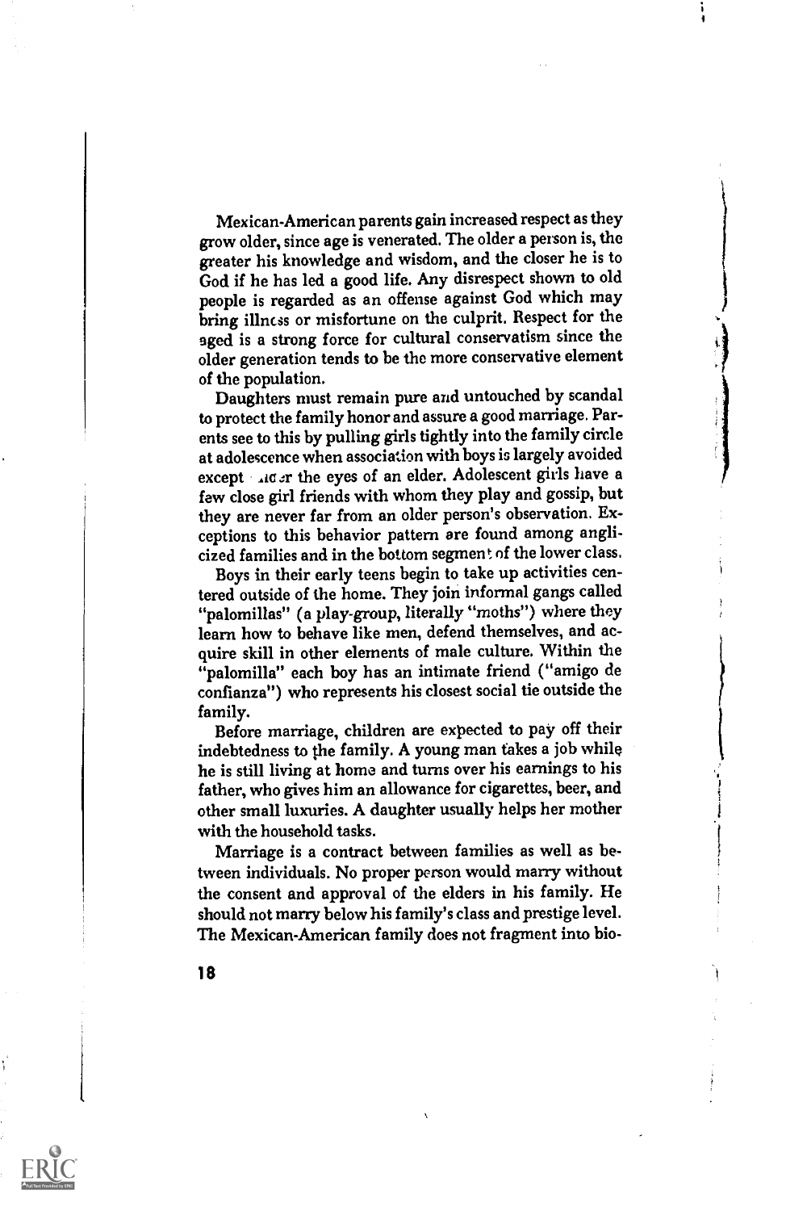Mexican-American parents gain increased respect as they grow older, since age is venerated. The older a person is, the greater his knowledge and wisdom, and the closer he is to God if he has led a good life. Any disrespect shown to old people is regarded as an offense against God which may bring illness or misfortune on the culprit. Respect for the aged is a strong force for cultural conservatism since the older generation tends to be the more conservative element of the population.

Daughters must remain pure and untouched by scandal to protect the family honor and assure a good marriage. Parents see to this by pulling girls tightly into the family circle at adolescence when association with boys is largely avoided except under the eyes of an elder. Adolescent girls have a few close girl friends with whom they play and gossip, but they are never far from an older person's observation. Exceptions to this behavior pattern are found among anglicized families and in the bottom segment of the lower class.

Boys in their early teens begin to take up activities centered outside of the home. They join informal gangs called "palomillas" (a play-group, literally "moths") where they learn how to behave like men, defend themselves, and acquire skill in other elements of male culture. Within the "palomilla" each boy has an intimate friend ("amigo de confianza") who represents his closest social tie outside the family.

Before marriage, children are expected to pay off their indebtedness to the family. A young man takes a job while he is still living at home and turns over his earnings to his father, who gives him an allowance for cigarettes, beer, and other small luxuries. A daughter usually helps her mother with the household tasks.

Marriage is a contract between families as well as between individuals. No proper person would marry without the consent and approval of the elders in his family. He should not marry below his family's class and prestige level. The Mexican-American family does not fragment into bio-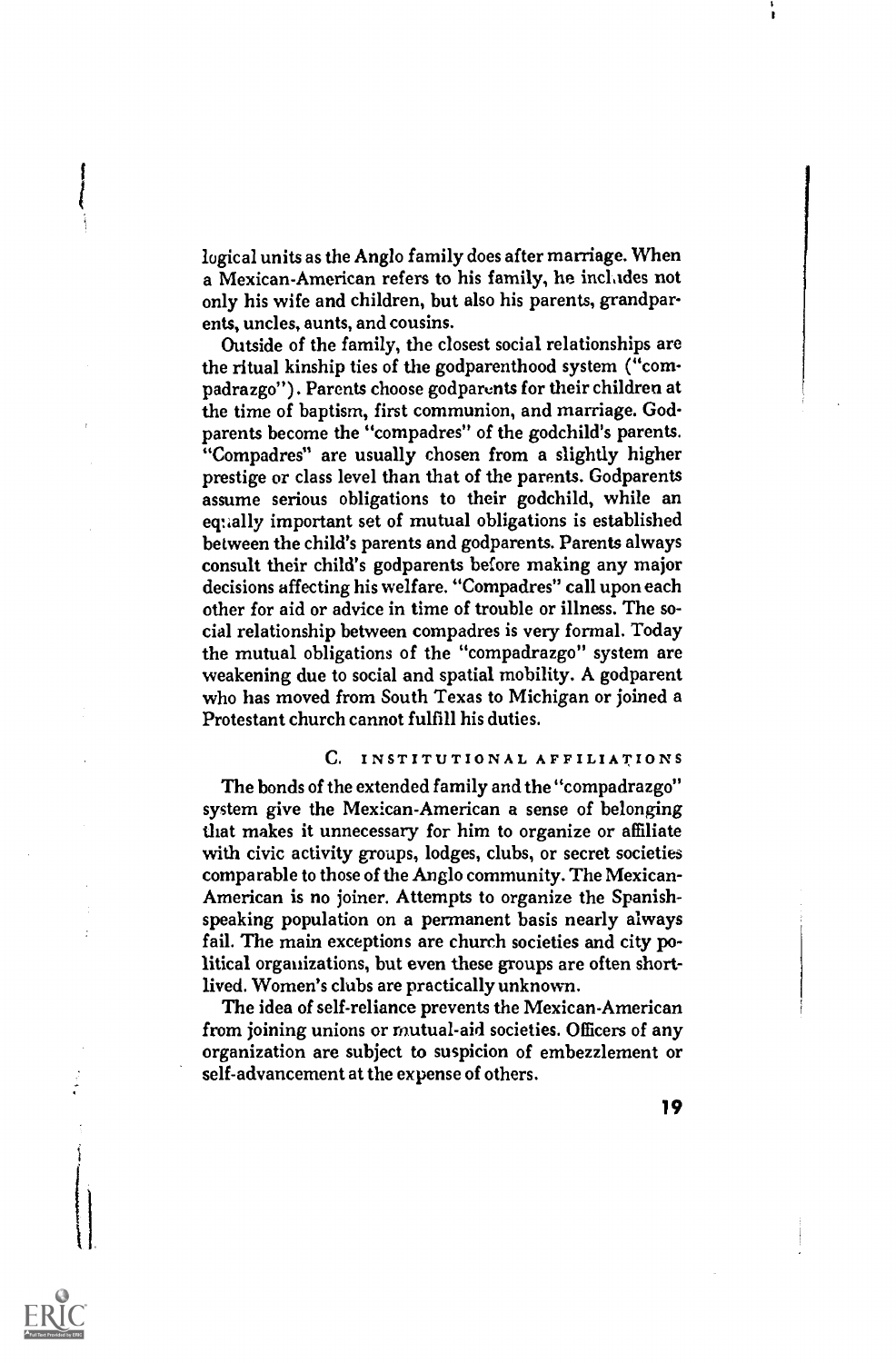logical units as the Anglo family does after marriage. When a Mexican-American refers to his family, he includes not only his wife and children, but also his parents, grandparents, uncles, aunts, and cousins.

Outside of the family, the closest social relationships are the ritual kinship ties of the godparenthood system ("compadrazgo"). Parents choose godparents for their children at the time of baptism, first communion, and marriage. Godparents become the "compadres" of the godchild's parents. "Compadres" are usually chosen from a slightly higher prestige or class level than that of the parents. Godparents assume serious obligations to their godchild, while an equally important set of mutual obligations is established between the child's parents and godparents. Parents always consult their child's godparents before making any major decisions affecting his welfare. "Compadres" call upon each other for aid or advice in time of trouble or illness. The social relationship between compadres is very formal. Today the mutual obligations of the "compadrazgo" system are weakening due to social and spatial mobility. A godparent who has moved from South Texas to Michigan or joined a Protestant church cannot fulfill his duties.

### C. INSTITUTIONAL AFFILIATIONS

The bonds of the extended family and the "compadrazgo" system give the Mexican-American a sense of belonging that makes it unnecessary for him to organize or affiliate with civic activity groups, lodges, clubs, or secret societies comparable to those of the Anglo community. The Mexican-American is no joiner. Attempts to organize the Spanish-speaking population on a permanent basis nearly always fail. The main exceptions are church societies and city political organizations, but even these groups are often short-lived. Women's clubs are practically unknown.

The idea of self-reliance prevents the Mexican-American from joining unions or mutual-aid societies. Officers of any organization are subject to suspicion of embezzlement or self-advancement at the expense of others.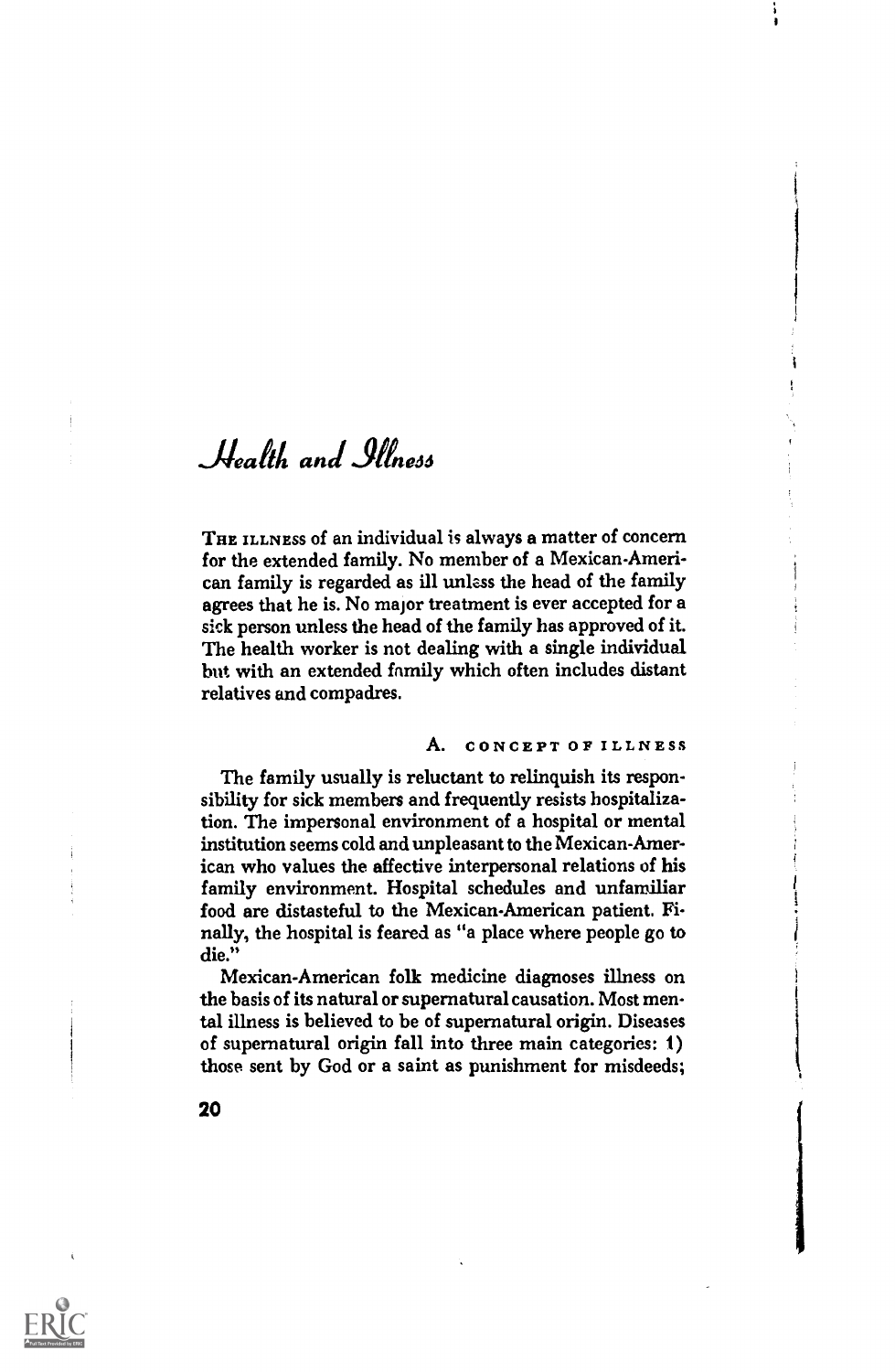# *Health and Illness*

THE ILLNESS of an individual is always a matter of concern for the extended family. No member of a Mexican-American family is regarded as ill unless the head of the family agrees that he is. No major treatment is ever accepted for a sick person unless the head of the family has approved of it. The health worker is not dealing with a single individual but with an extended family which often includes distant relatives and compadres.

## A. CONCEPT OF ILLNESS

The family usually is reluctant to relinquish its responsibility for sick members and frequently resists hospitalization. The impersonal environment of a hospital or mental institution seems cold and unpleasant to the Mexican-American who values the affective interpersonal relations of his family environment. Hospital schedules and unfamiliar food are distasteful to the Mexican-American patient. Finally, the hospital is feared as "a place where people go to die."

Mexican-American folk medicine diagnoses illness on the basis of its natural or supernatural causation. Most mental illness is believed to be of supernatural origin. Diseases of supernatural origin fall into three main categories: 1) those sent by God or a saint as punishment for misdeeds;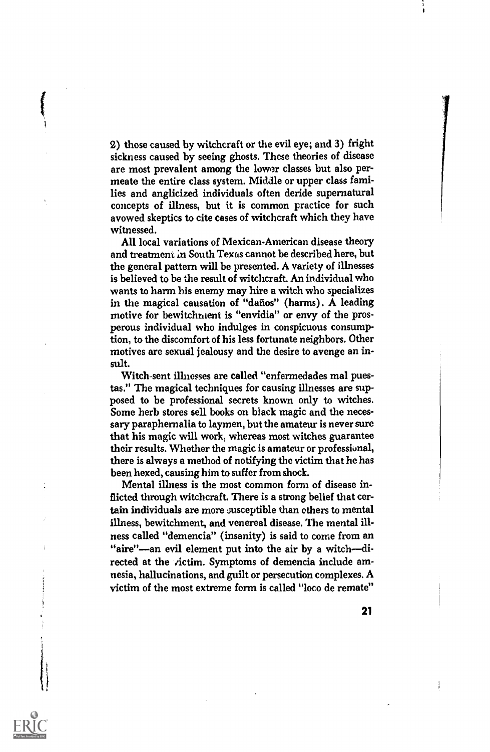2) those caused by witchcraft or the evil eye; and 3) fright sickness caused by seeing ghosts. These theories of disease are most prevalent among the lower classes but also permeate the entire class system. Middle or upper class families and anglicized individuals often deride supernatural concepts of illness, but it is common practice for such avowed skeptics to cite cases of witchcraft which they have witnessed.

All local variations of Mexican-American disease theory and treatment in South Texas cannot be described here, but the general pattern will be presented. A variety of illnesses is believed to be the result of witchcraft. An individual who wants to harm his enemy may hire a witch who specializes in the magical causation of "daños" (harms). A leading motive for bewitchment is "envidia" or envy of the prosperous individual who indulges in conspicuous consumption, to the discomfort of his less fortunate neighbors. Other motives are sexual jealousy and the desire to avenge an insult.

Witch-sent illnesses are called "enfermedades mal puestas." The magical techniques for causing illnesses are supposed to be professional secrets known only to witches. Some herb stores sell books on black magic and the necessary paraphernalia to laymen, but the amateur is never sure that his magic will work, whereas most witches guarantee their results. Whether the magic is amateur or professional, there is always a method of notifying the victim that he has been hexed, causing him to suffer from shock.

Mental illness is the most common form of disease inflicted through witchcraft. There is a strong belief that certain individuals are more susceptible than others to mental illness, bewitchment, and venereal disease. The mental illness called "demencia" (insanity) is said to come from an "aire"—an evil element put into the air by a witch—directed at the victim. Symptoms of demencia include amnesia, hallucinations, and guilt or persecution complexes. A victim of the most extreme form is called "loco de remate"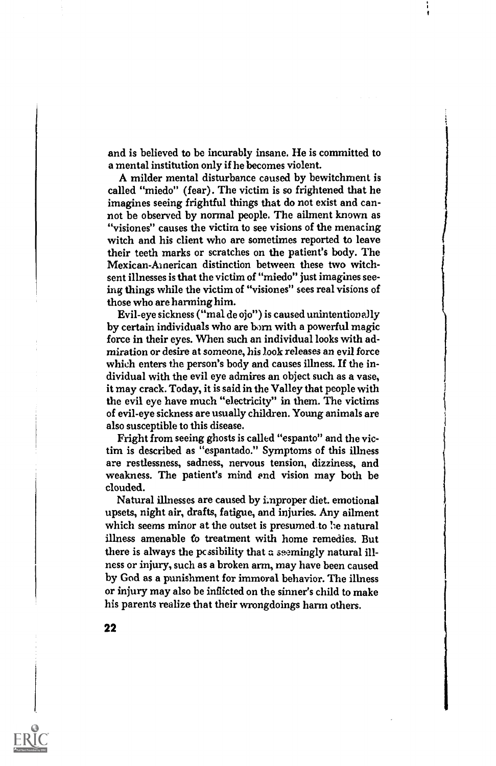and is believed to be incurably insane. He is committed to a mental institution only if he becomes violent.

A milder mental disturbance caused by bewitchment is called "miedo" (fear). The victim is so frightened that he imagines seeing frightful things that do not exist and cannot be observed by normal people. The ailment known as "visiones" causes the victim to see visions of the menacing witch and his client who are sometimes reported to leave their teeth marks or scratches on the patient's body. The Mexican-American distinction between these two witch-sent illnesses is that the victim of "miedo" just imagines seeing things while the victim of "visiones" sees real visions of those who are harming him.

Evil-eye sickness ("mal de ojo") is caused unintentionally by certain individuals who are born with a powerful magic force in their eyes. When such an individual looks with admiration or desire at someone, his look releases an evil force which enters the person's body and causes illness. If the individual with the evil eye admires an object such as a vase, it may crack. Today, it is said in the Valley that people with the evil eye have much "electricity" in them. The victims of evil-eye sickness are usually children. Young animals are also susceptible to this disease.

Fright from seeing ghosts is called "espanto" and the victim is described as "espantado." Symptoms of this illness are restlessness, sadness, nervous tension, dizziness, and weakness. The patient's mind and vision may both be clouded.

Natural illnesses are caused by improper diet. emotional upsets, night air, drafts, fatigue, and injuries. Any ailment which seems minor at the outset is presumed to be natural illness amenable to treatment with home remedies. But there is always the possibility that a seemingly natural illness or injury, such as a broken arm, may have been caused by God as a punishment for immoral behavior. The illness or injury may also be inflicted on the sinner's child to make his parents realize that their wrongdoings harm others.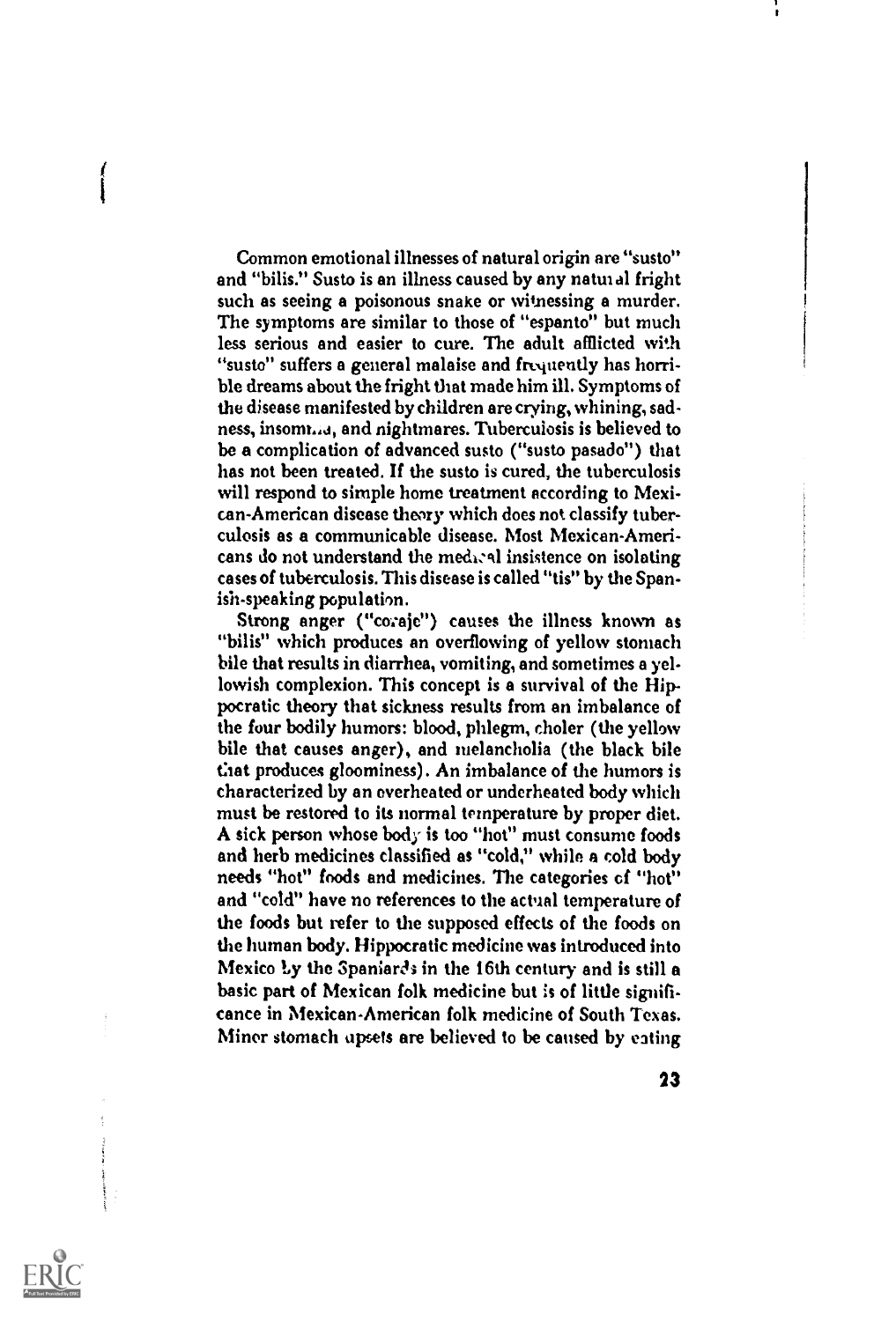Common emotional illnesses of natural origin are "susto" and "bilis." Susto is an illness caused by any natural fright such as seeing a poisonous snake or witnessing a murder. The symptoms are similar to those of "espanto" but much less serious and easier to cure. The adult afflicted with "susto" suffers a general malaise and frequently has horrible dreams about the fright that made him ill. Symptoms of the disease manifested by children are crying, whining, sadness, insomnia, and nightmares. Tuberculosis is believed to be a complication of advanced susto ("susto pasado") that has not been treated. If the susto is cured, the tuberculosis will respond to simple home treatment according to Mexican-American disease theory which does not classify tuberculosis as a communicable disease. Most Mexican-Americans do not understand the medical insistence on isolating cases of tuberculosis. This disease is called "tis" by the Spanish-speaking population.

Strong anger ("coraje") causes the illness known as "bilis" which produces an overflowing of yellow stomach bile that results in diarrhea, vomiting, and sometimes a yellowish complexion. This concept is a survival of the Hippocratic theory that sickness results from an imbalance of the four bodily humors: blood, phlegm, choler (the yellow bile that causes anger), and melancholia (the black bile that produces gloominess). An imbalance of the humors is characterized by an overheated or underheated body which must be restored to its normal temperature by proper diet. A sick person whose body is too "hot" must consume foods and herb medicines classified as "cold," while a cold body needs "hot" foods and medicines. The categories of "hot" and "cold" have no references to the actual temperature of the foods but refer to the supposed effects of the foods on the human body. Hippocratic medicine was introduced into Mexico by the Spaniards in the 16th century and is still a basic part of Mexican folk medicine but is of little significance in Mexican-American folk medicine of South Texas. Minor stomach upsets are believed to be caused by eating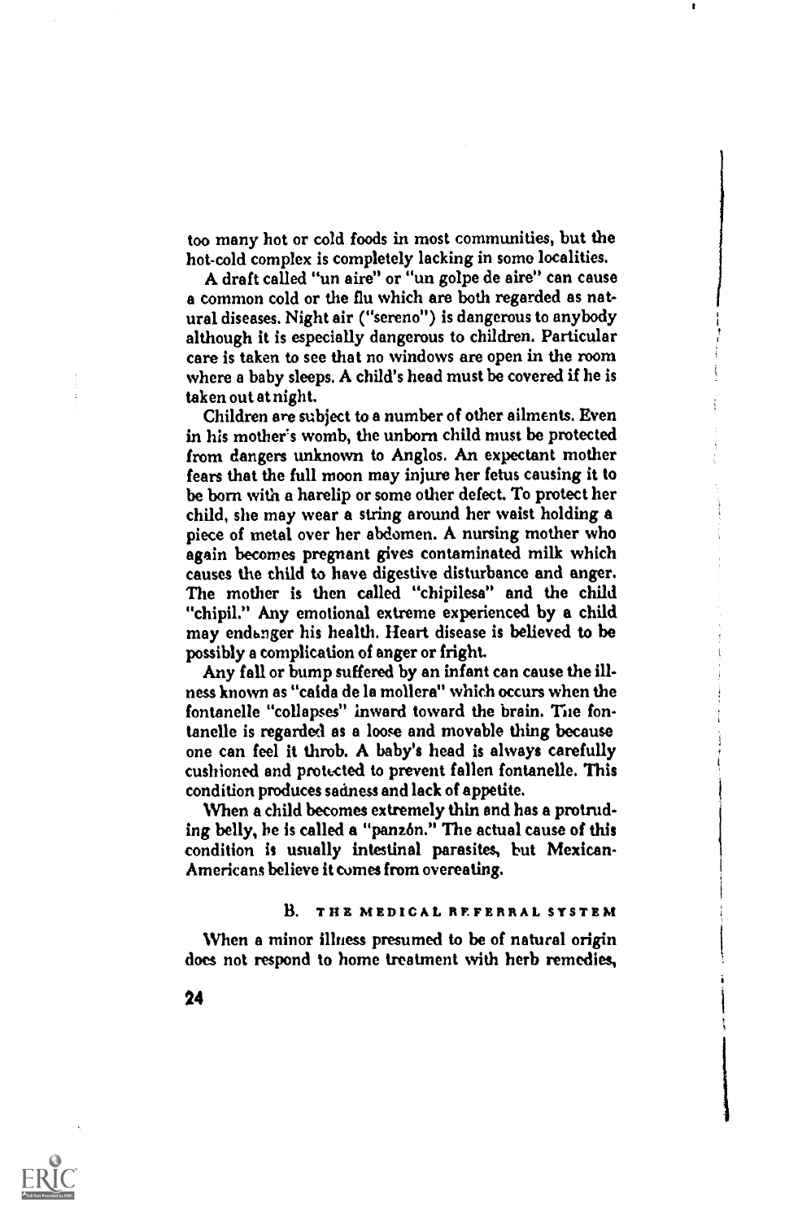too many hot or cold foods in most communities, but the hot-cold complex is completely lacking in some localities.

A draft called "un aire" or "un golpe de aire" can cause a common cold or the flu which are both regarded as natural diseases. Night air ("sereno") is dangerous to anybody although it is especially dangerous to children. Particular care is taken to see that no windows are open in the room where a baby sleeps. A child's head must be covered if he is taken out at night.

Children are subject to a number of other ailments. Even in his mother's womb, the unborn child must be protected from dangers unknown to Anglos. An expectant mother fears that the full moon may injure her fetus causing it to be born with a harelip or some other defect. To protect her child, she may wear a string around her waist holding a piece of metal over her abdomen. A nursing mother who again becomes pregnant gives contaminated milk which causes the child to have digestive disturbance and anger. The mother is then called "chipilesa" and the child "chipil." Any emotional extreme experienced by a child may endanger his health. Heart disease is believed to be possibly a complication of anger or fright.

Any fall or bump suffered by an infant can cause the illness known as "caída de la mollera" which occurs when the fontanelle "collapses" inward toward the brain. The fontanelle is regarded as a loose and movable thing because one can feel it throb. A baby's head is always carefully cushioned and protected to prevent fallen fontanelle. This condition produces sadness and lack of appetite.

When a child becomes extremely thin and has a protruding belly, he is called a "panzón." The actual cause of this condition is usually intestinal parasites, but Mexican-Americans believe it comes from overeating.

### B. THE MEDICAL REFERRAL SYSTEM

When a minor illness presumed to be of natural origin does not respond to home treatment with herb remedies,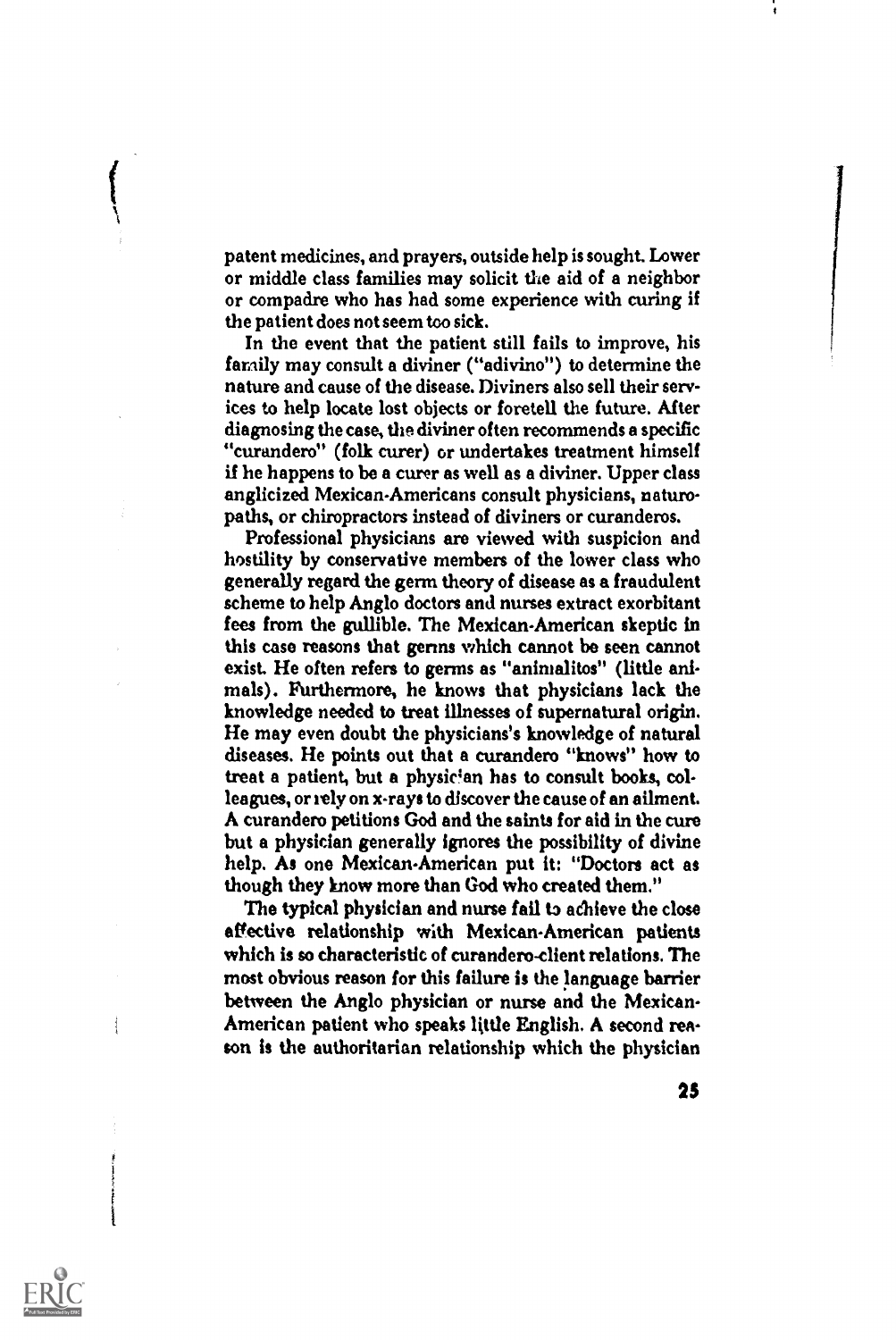patent medicines, and prayers, outside help is sought. Lower or middle class families may solicit the aid of a neighbor or compadre who has had some experience with curing if the patient does not seem too sick.

In the event that the patient still fails to improve, his family may consult a diviner ("adivino") to determine the nature and cause of the disease. Diviners also sell their services to help locate lost objects or foretell the future. After diagnosing the case, the diviner often recommends a specific "curandero" (folk curer) or undertakes treatment himself if he happens to be a curer as well as a diviner. Upper class anglicized Mexican-Americans consult physicians, naturopaths, or chiropractors instead of diviners or curanderos.

Professional physicians are viewed with suspicion and hostility by conservative members of the lower class who generally regard the germ theory of disease as a fraudulent scheme to help Anglo doctors and nurses extract exorbitant fees from the gullible. The Mexican-American skeptic in this case reasons that germs which cannot be seen cannot exist. He often refers to germs as "animalitos" (little animals). Furthermore, he knows that physicians lack the knowledge needed to treat illnesses of supernatural origin. He may even doubt the physicians's knowledge of natural diseases. He points out that a curandero "knows" how to treat a patient, but a physician has to consult books, colleagues, or rely on x-rays to discover the cause of an ailment. A curandero petitions God and the saints for aid in the cure but a physician generally ignores the possibility of divine help. As one Mexican-American put it: "Doctors act as though they know more than God who created them."

The typical physician and nurse fail to achieve the close affective relationship with Mexican-American patients which is so characteristic of curandero-client relations. The most obvious reason for this failure is the language barrier between the Anglo physician or nurse and the Mexican-American patient who speaks little English. A second reason is the authoritarian relationship which the physician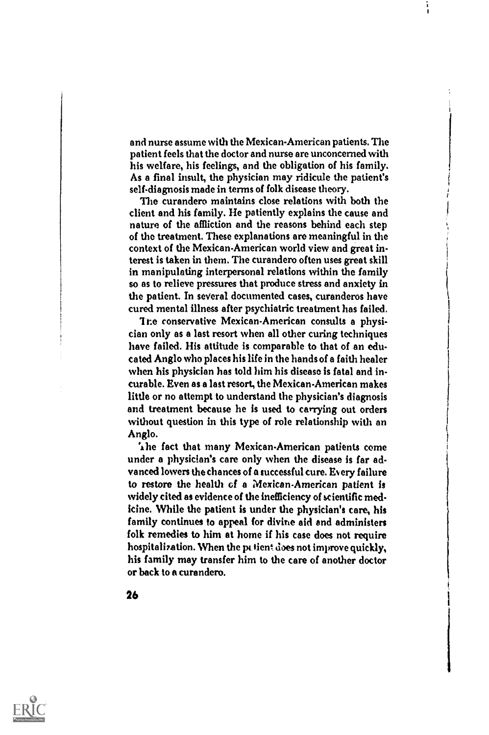and nurse assume with the Mexican-American patients. The patient feels that the doctor and nurse are unconcerned with his welfare, his feelings, and the obligation of his family. As a final insult, the physician may ridicule the patient's self-diagnosis made in terms of folk disease theory.

The curandero maintains close relations with both the client and his family. He patiently explains the cause and nature of the affliction and the reasons behind each step of the treatment. These explanations are meaningful in the context of the Mexican-American world view and great interest is taken in them. The curandero often uses great skill in manipulating interpersonal relations within the family so as to relieve pressures that produce stress and anxiety in the patient. In several documented cases, curanderos have cured mental illness after psychiatric treatment has failed.

The conservative Mexican-American consults a physician only as a last resort when all other curing techniques have failed. His attitude is comparable to that of an educated Anglo who places his life in the hands of a faith healer when his physician has told him his disease is fatal and incurable. Even as a last resort, the Mexican-American makes little or no attempt to understand the physician's diagnosis and treatment because he is used to carrying out orders without question in this type of role relationship with an Anglo.

The fact that many Mexican-American patients come under a physician's care only when the disease is far advanced lowers the chances of a successful cure. Every failure to restore the health of a Mexican-American patient is widely cited as evidence of the inefficiency of scientific medicine. While the patient is under the physician's care, his family continues to appeal for divine aid and administers folk remedies to him at home if his case does not require hospitalization. When the patient does not improve quickly, his family may transfer him to the care of another doctor or back to a curandero.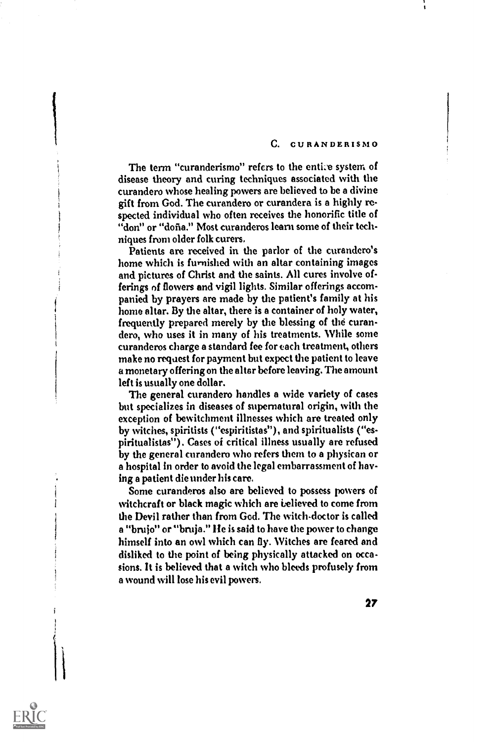## C. CURANDERISMO

The term "curanderismo" refers to the entire system of disease theory and curing techniques associated with the curandero whose healing powers are believed to be a divine gift from God. The curandero or curandera is a highly respected individual who often receives the honorific title of "don" or "doña." Most curanderos learn some of their techniques from older folk curers.

Patients are received in the parlor of the curandero's home which is furnished with an altar containing images and pictures of Christ and the saints. All cures involve offerings of flowers and vigil lights. Similar offerings accompanied by prayers are made by the patient's family at his home altar. By the altar, there is a container of holy water, frequently prepared merely by the blessing of the curandero, who uses it in many of his treatments. While some curanderos charge a standard fee for each treatment, others make no request for payment but expect the patient to leave a monetary offering on the altar before leaving. The amount left is usually one dollar.

The general curandero handles a wide variety of cases but specializes in diseases of supernatural origin, with the exception of bewitchment illnesses which are treated only by witches, spiritists ("espiritistas"), and spiritualists ("espiritualistas"). Cases of critical illness usually are refused by the general curandero who refers them to a physican or a hospital in order to avoid the legal embarrassment of having a patient die under his care.

Some curanderos also are believed to possess powers of witchcraft or black magic which are believed to come from the Devil rather than from God. The witch-doctor is called a "brujo" or "bruja." He is said to have the power to change himself into an owl which can fly. Witches are feared and disliked to the point of being physically attacked on occasions. It is believed that a witch who bleeds profusely from a wound will lose his evil powers.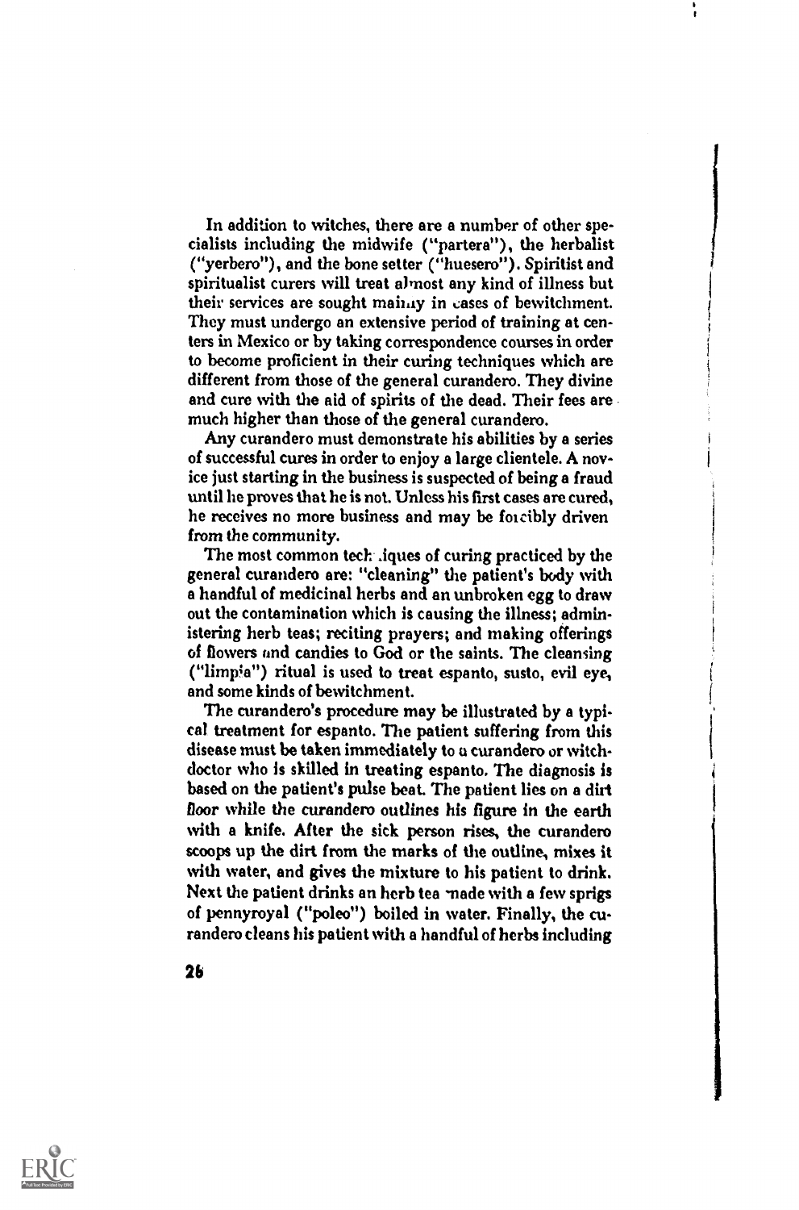In addition to witches, there are a number of other specialists including the midwife ("partera"), the herbalist ("yerbero"), and the bone setter ("huesero"). Spiritist and spiritualist curers will treat almost any kind of illness but their services are sought mainly in cases of bewitchment. They must undergo an extensive period of training at centers in Mexico or by taking correspondence courses in order to become proficient in their curing techniques which are different from those of the general curandero. They divine and cure with the aid of spirits of the dead. Their fees are much higher than those of the general curandero.

Any curandero must demonstrate his abilities by a series of successful cures in order to enjoy a large clientele. A novice just starting in the business is suspected of being a fraud until he proves that he is not. Unless his first cases are cured, he receives no more business and may be forcibly driven from the community.

The most common techniques of curing practiced by the general curandero are: "cleaning" the patient's body with a handful of medicinal herbs and an unbroken egg to draw out the contamination which is causing the illness; administering herb teas; reciting prayers; and making offerings of flowers and candies to God or the saints. The cleansing ("limpia") ritual is used to treat espanto, susto, evil eye, and some kinds of bewitchment.

The curandero's procedure may be illustrated by a typical treatment for espanto. The patient suffering from this disease must be taken immediately to a curandero or witchdoctor who is skilled in treating espanto. The diagnosis is based on the patient's pulse beat. The patient lies on a dirt floor while the curandero outlines his figure in the earth with a knife. After the sick person rises, the curandero scoops up the dirt from the marks of the outline, mixes it with water, and gives the mixture to his patient to drink. Next the patient drinks an herb tea made with a few sprigs of pennyroyal ("poleo") boiled in water. Finally, the curandero cleans his patient with a handful of herbs including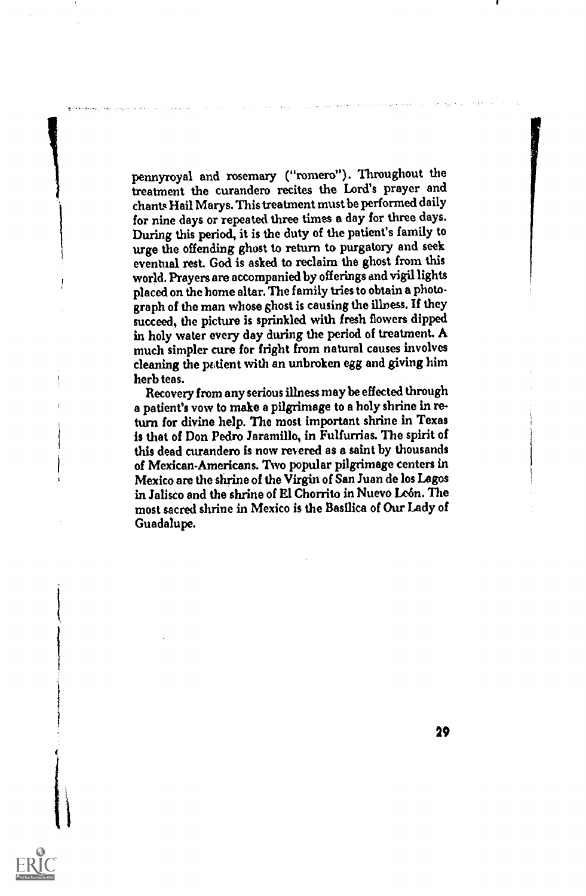pennyroyal and rosemary ("romero"). Throughout the treatment the curandero recites the Lord's prayer and chants Hail Marys. This treatment must be performed daily for nine days or repeated three times a day for three days. During this period, it is the duty of the patient's family to urge the offending ghost to return to purgatory and seek eventual rest. God is asked to reclaim the ghost from this world. Prayers are accompanied by offerings and vigil lights placed on the home altar. The family tries to obtain a photograph of the man whose ghost is causing the illness. If they succeed, the picture is sprinkled with fresh flowers dipped in holy water every day during the period of treatment. A much simpler cure for fright from natural causes involves cleaning the patient with an unbroken egg and giving him herb teas.

Recovery from any serious illness may be effected through a patient's vow to make a pilgrimage to a holy shrine in return for divine help. The most important shrine in Texas is that of Don Pedro Jaramillo, in Fulfurrias. The spirit of this dead curandero is now revered as a saint by thousands of Mexican-Americans. Two popular pilgrimage centers in Mexico are the shrine of the Virgin of San Juan de los Lagos in Jalisco and the shrine of El Chorrito in Nuevo León. The most sacred shrine in Mexico is the Basilica of Our Lady of Guadalupe.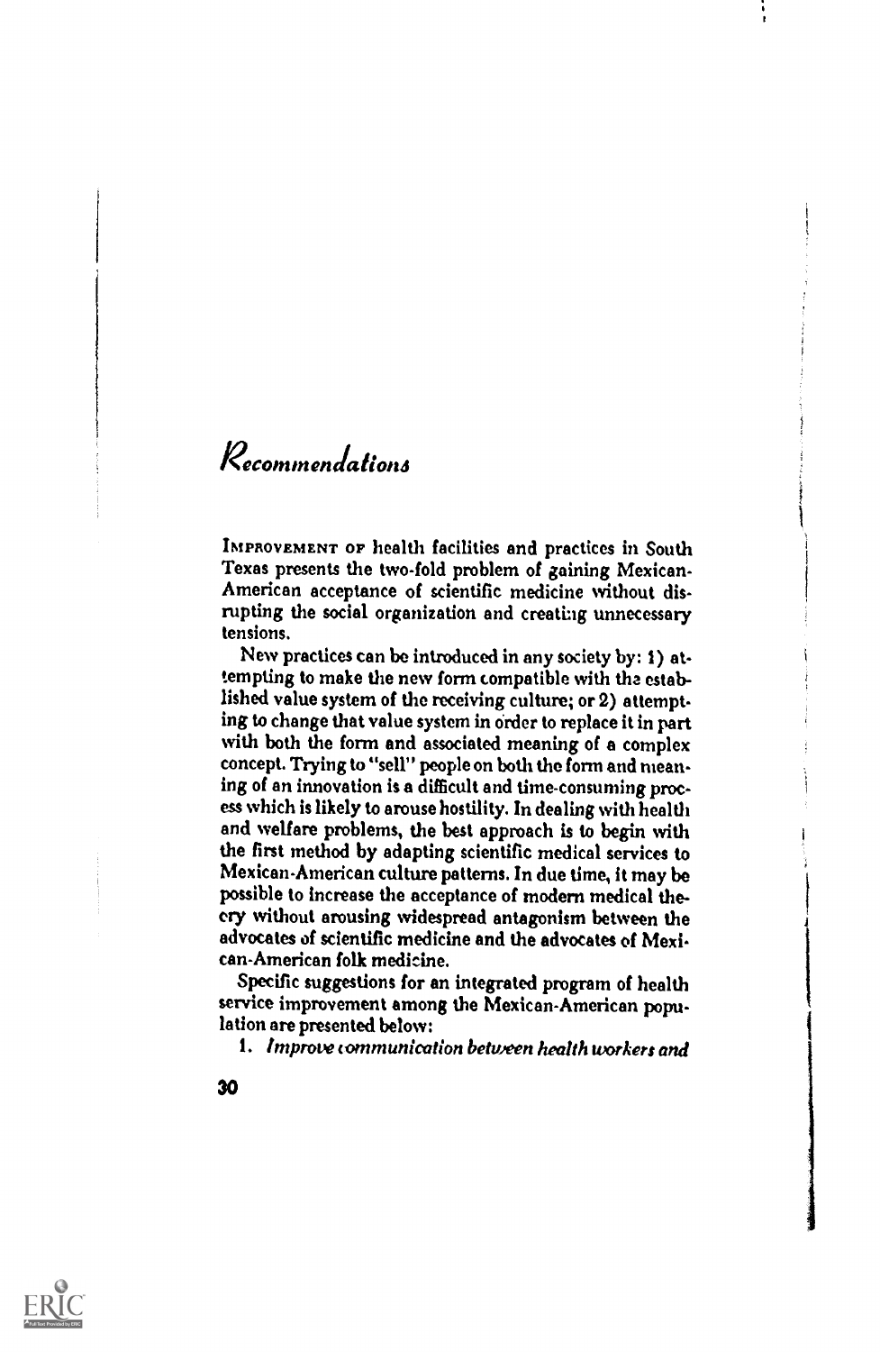# Recommendations

IMPROVEMENT OF health facilities and practices in South Texas presents the two-fold problem of gaining Mexican-American acceptance of scientific medicine without disrupting the social organization and creating unnecessary tensions.

New practices can be introduced in any society by: 1) attempting to make the new form compatible with the established value system of the receiving culture; or 2) attempting to change that value system in order to replace it in part with both the form and associated meaning of a complex concept. Trying to "sell" people on both the form and meaning of an innovation is a difficult and time-consuming process which is likely to arouse hostility. In dealing with health and welfare problems, the best approach is to begin with the first method by adapting scientific medical services to Mexican-American culture patterns. In due time, it may be possible to increase the acceptance of modern medical theory without arousing widespread antagonism between the advocates of scientific medicine and the advocates of Mexican-American folk medicine.

Specific suggestions for an integrated program of health service improvement among the Mexican-American population are presented below:

1. *Improve communication between health workers and*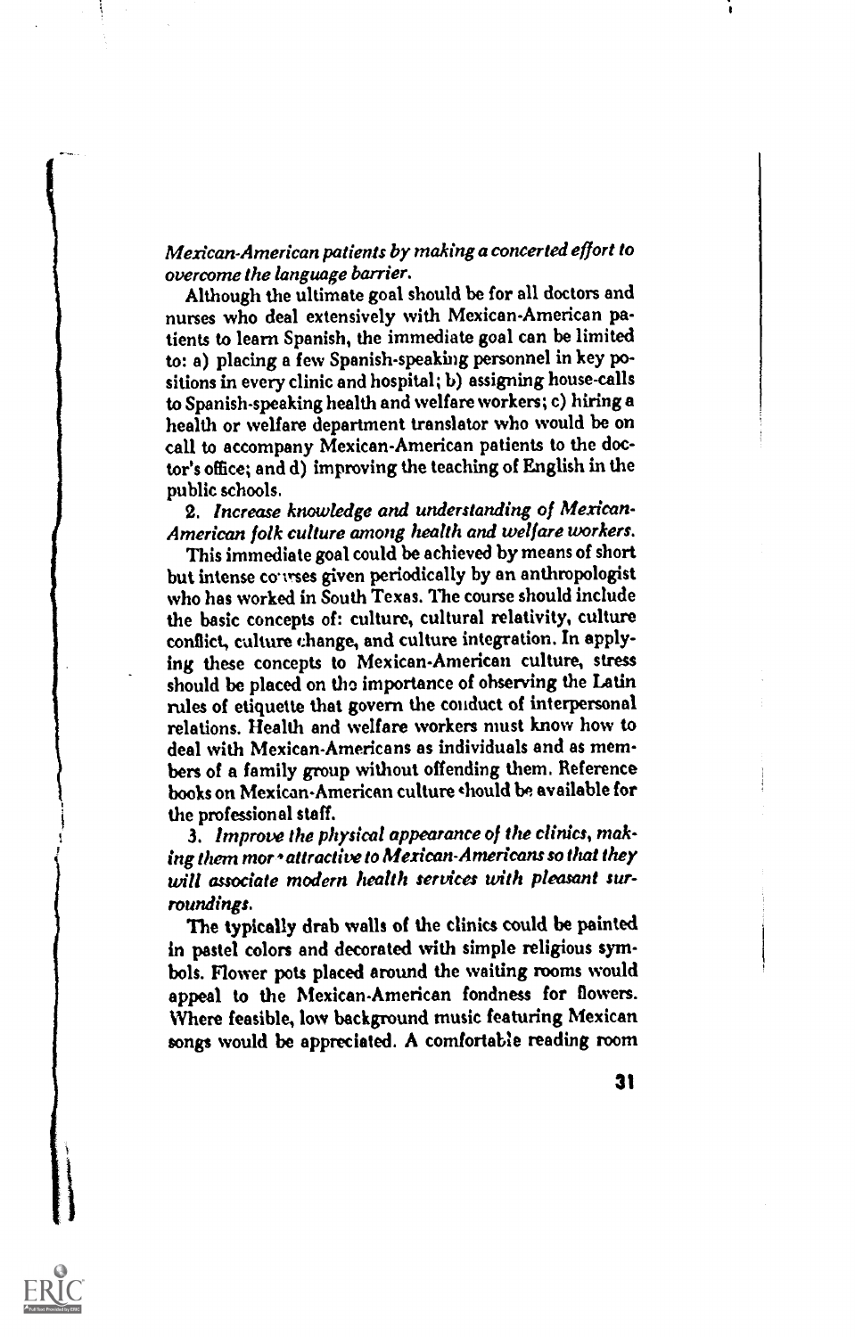*Mexican-American patients by making a concerted effort to overcome the language barrier.*

Although the ultimate goal should be for all doctors and nurses who deal extensively with Mexican-American patients to learn Spanish, the immediate goal can be limited to: a) placing a few Spanish-speaking personnel in key positions in every clinic and hospital; b) assigning house-calls to Spanish-speaking health and welfare workers; c) hiring a health or welfare department translator who would be on call to accompany Mexican-American patients to the doctor's office; and d) improving the teaching of English in the public schools.

2. *Increase knowledge and understanding of Mexican-American folk culture among health and welfare workers.*

This immediate goal could be achieved by means of short but intense courses given periodically by an anthropologist who has worked in South Texas. The course should include the basic concepts of: culture, cultural relativity, culture conflict, culture change, and culture integration. In applying these concepts to Mexican-American culture, stress should be placed on the importance of observing the Latin rules of etiquette that govern the conduct of interpersonal relations. Health and welfare workers must know how to deal with Mexican-Americans as individuals and as members of a family group without offending them. Reference books on Mexican-American culture should be available for the professional staff.

3. *Improve the physical appearance of the clinics, making them more attractive to Mexican-Americans so that they will associate modern health services with pleasant surroundings.*

The typically drab walls of the clinics could be painted in pastel colors and decorated with simple religious symbols. Flower pots placed around the waiting rooms would appeal to the Mexican-American fondness for flowers. Where feasible, low background music featuring Mexican songs would be appreciated. A comfortable reading room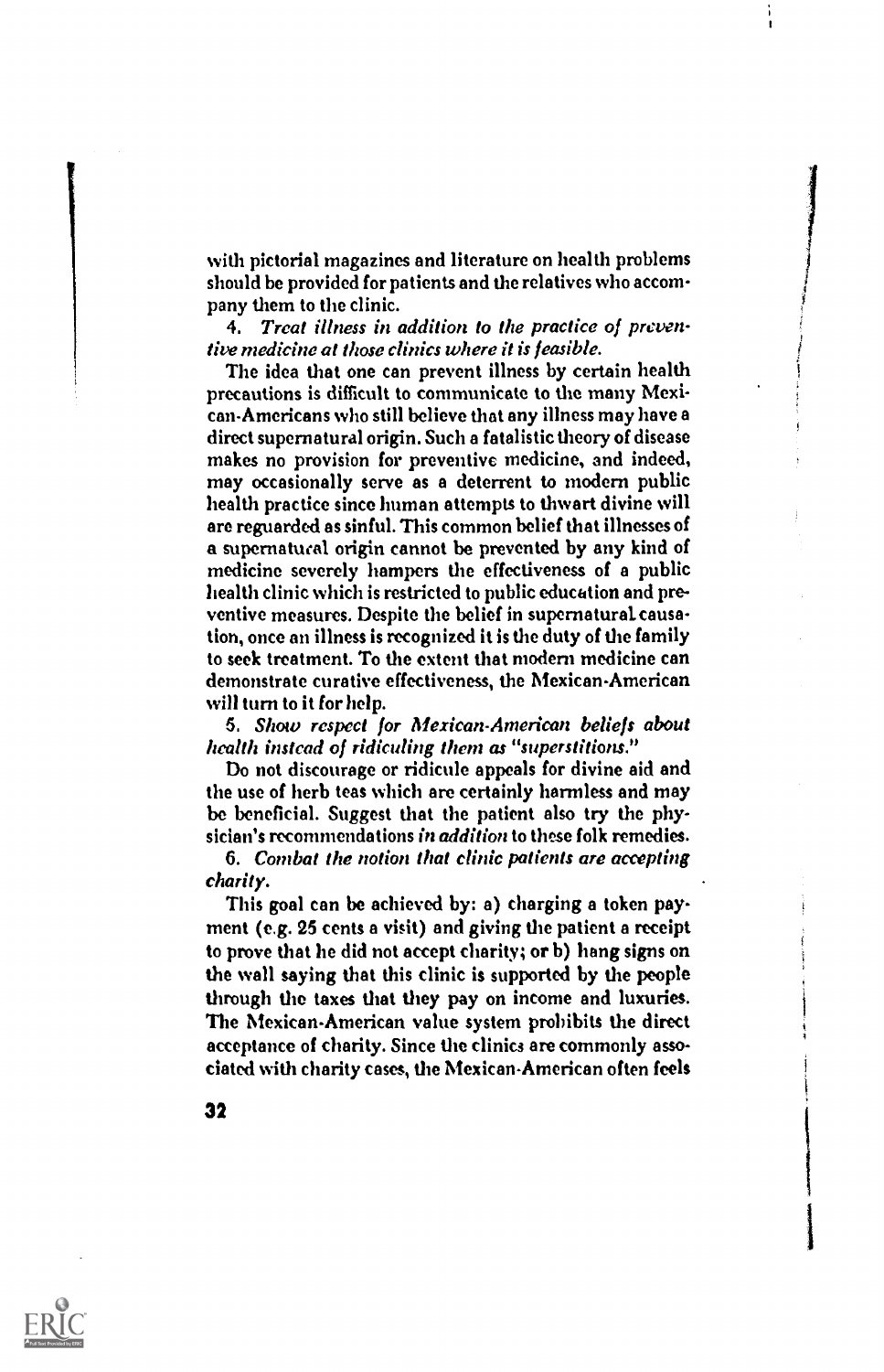with pictorial magazines and literature on health problems should be provided for patients and the relatives who accompany them to the clinic.

4. *Treat illness in addition to the practice of preventive medicine at those clinics where it is feasible.*

The idea that one can prevent illness by certain health precautions is difficult to communicate to the many Mexican-Americans who still believe that any illness may have a direct supernatural origin. Such a fatalistic theory of disease makes no provision for preventive medicine, and indeed, may occasionally serve as a deterrent to modern public health practice since human attempts to thwart divine will are reguarded as sinful. This common belief that illnesses of a supernatural origin cannot be prevented by any kind of medicine severely hampers the effectiveness of a public health clinic which is restricted to public education and preventive measures. Despite the belief in supernatural causation, once an illness is recognized it is the duty of the family to seek treatment. To the extent that modern medicine can demonstrate curative effectiveness, the Mexican-American will turn to it for help.

5. *Show respect for Mexican-American beliefs about health instead of ridiculing them as "superstitions."*

Do not discourage or ridicule appeals for divine aid and the use of herb teas which are certainly harmless and may be beneficial. Suggest that the patient also try the physician's recommendations *in addition* to these folk remedies.

6. *Combat the notion that clinic patients are accepting charity.*

This goal can be achieved by: a) charging a token payment (e.g. 25 cents a visit) and giving the patient a receipt to prove that he did not accept charity; or b) hang signs on the wall saying that this clinic is supported by the people through the taxes that they pay on income and luxuries. The Mexican-American value system prohibits the direct acceptance of charity. Since the clinics are commonly associated with charity cases, the Mexican-American often feels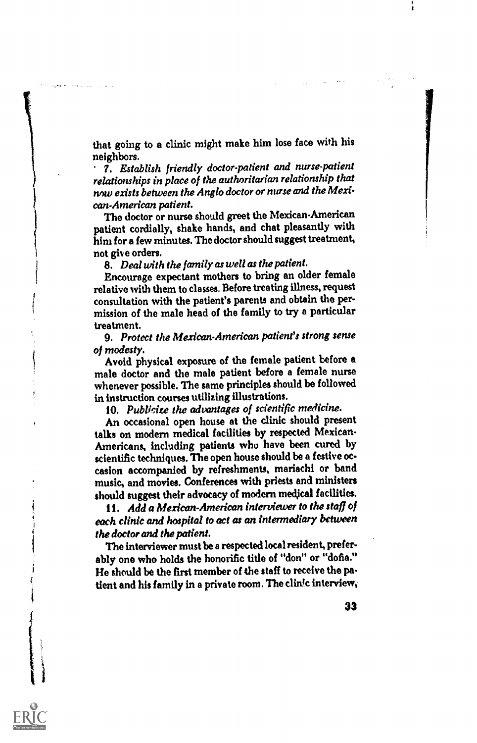that going to a clinic might make him lose face with his neighbors.

7. *Establish friendly doctor-patient and nurse-patient relationships in place of the authoritarian relationship that now exists between the Anglo doctor or nurse and the Mexican-American patient.*

The doctor or nurse should greet the Mexican-American patient cordially, shake hands, and chat pleasantly with him for a few minutes. The doctor should suggest treatment, not give orders.

8. *Deal with the family as well as the patient.*

Encourage expectant mothers to bring an older female relative with them to classes. Before treating illness, request consultation with the patient's parents and obtain the permission of the male head of the family to try a particular treatment.

9. *Protect the Mexican-American patient's strong sense of modesty.*

Avoid physical exposure of the female patient before a male doctor and the male patient before a female nurse whenever possible. The same principles should be followed in instruction courses utilizing illustrations.

10. *Publicize the advantages of scientific medicine.*

An occasional open house at the clinic should present talks on modern medical facilities by respected Mexican-Americans, including patients who have been cured by scientific techniques. The open house should be a festive occasion accompanied by refreshments, mariachi or band music, and movies. Conferences with priests and ministers should suggest their advocacy of modern medical facilities.

11. *Add a Mexican-American interviewer to the staff of each clinic and hospital to act as an intermediary between the doctor and the patient.*

The interviewer must be a respected local resident, preferably one who holds the honorific title of "don" or "doña." He should be the first member of the staff to receive the patient and his family in a private room. The clinic interview,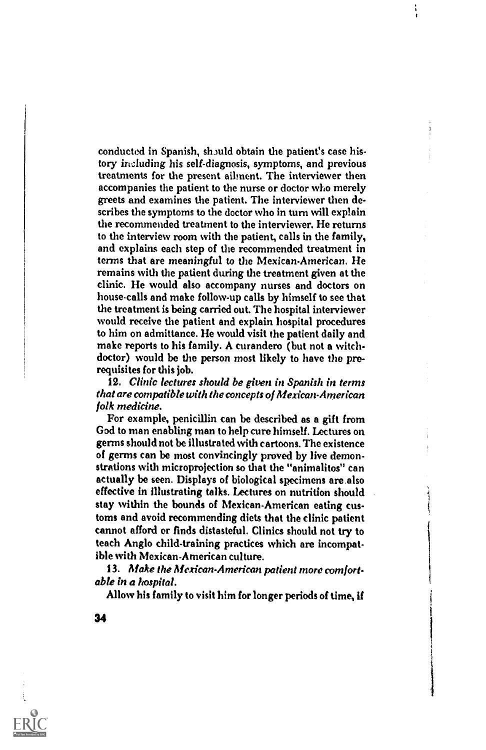conducted in Spanish, should obtain the patient's case history including his self-diagnosis, symptoms, and previous treatments for the present ailment. The interviewer then accompanies the patient to the nurse or doctor who merely greets and examines the patient. The interviewer then describes the symptoms to the doctor who in turn will explain the recommended treatment to the interviewer. He returns to the interview room with the patient, calls in the family, and explains each step of the recommended treatment in terms that are meaningful to the Mexican-American. He remains with the patient during the treatment given at the clinic. He would accompany nurses and doctors on house-calls and make follow-up calls by himself to see that the treatment is being carried out. The hospital interviewer would receive the patient and explain hospital procedures to him on admittance. He would visit the patient daily and make reports to his family. A curandero (but not a witch-doctor) would be the person most likely to have the prerequisites for this job.

12. *Clinic lectures should be given in Spanish in terms that are compatible with the concepts of Mexican-American folk medicine.*

For example, penicillin can be described as a gift from God to man enabling man to help cure himself. Lectures on germs should not be illustrated with cartoons. The existence of germs can be most convincingly proved by live demonstrations with microprojection so that the "animalitos" can actually be seen. Displays of biological specimens are also effective in illustrating talks. Lectures on nutrition should stay within the bounds of Mexican-American eating customs and avoid recommending diets that the clinic patient cannot afford or finds distasteful. Clinics should not try to teach Anglo child-training practices which are incompatible with Mexican-American culture.

13. *Make the Mexican-American patient more comfortable in a hospital.*

Allow his family to visit him for longer periods of time, if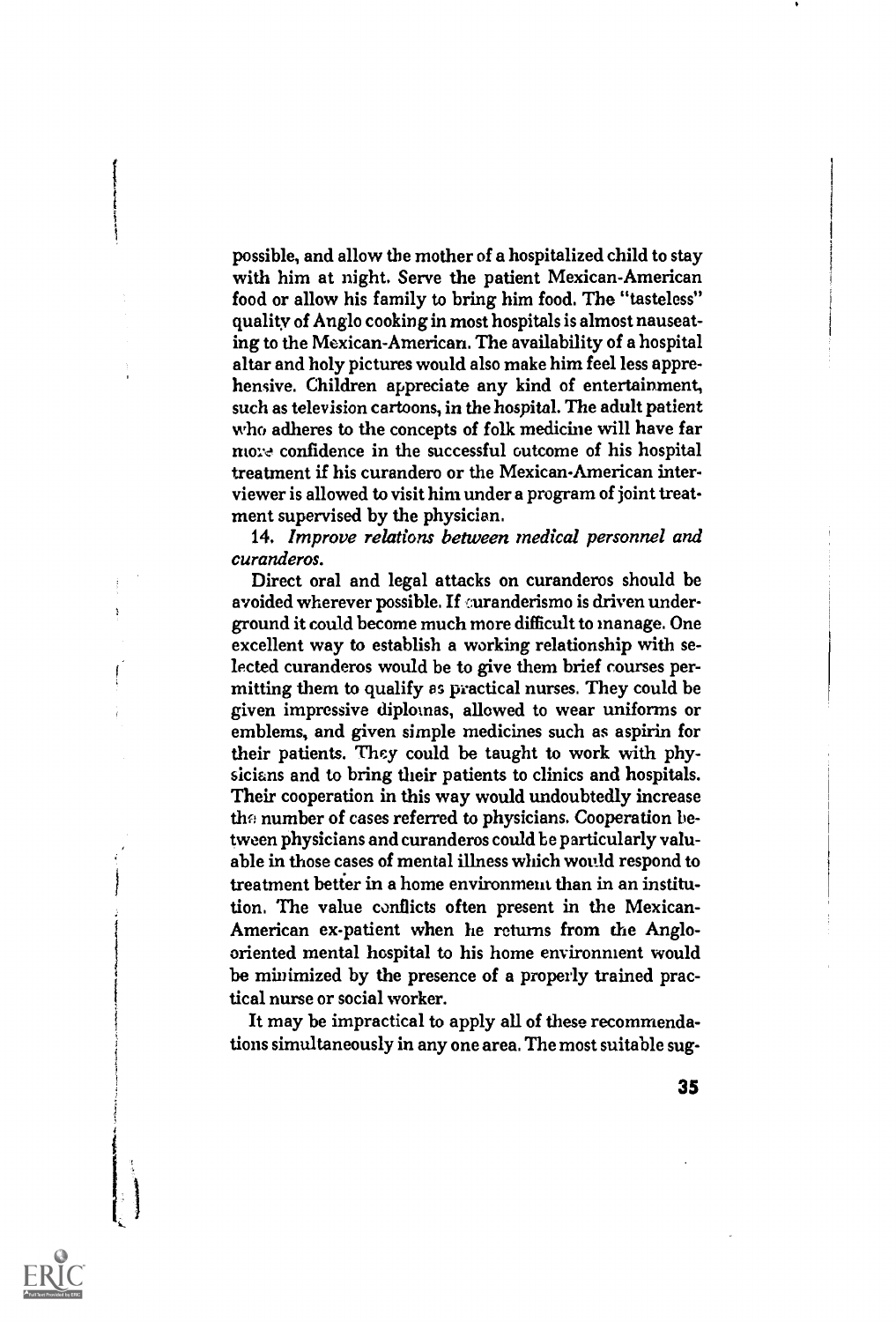possible, and allow the mother of a hospitalized child to stay with him at night. Serve the patient Mexican-American food or allow his family to bring him food. The "tasteless" quality of Anglo cooking in most hospitals is almost nauseating to the Mexican-American. The availability of a hospital altar and holy pictures would also make him feel less apprehensive. Children appreciate any kind of entertainment, such as television cartoons, in the hospital. The adult patient who adheres to the concepts of folk medicine will have far more confidence in the successful outcome of his hospital treatment if his curandero or the Mexican-American interviewer is allowed to visit him under a program of joint treatment supervised by the physician.

14. *Improve relations between medical personnel and curanderos.*

Direct oral and legal attacks on curanderos should be avoided wherever possible. If curanderismo is driven underground it could become much more difficult to manage. One excellent way to establish a working relationship with selected curanderos would be to give them brief courses permitting them to qualify as practical nurses. They could be given impressive diplomas, allowed to wear uniforms or emblems, and given simple medicines such as aspirin for their patients. They could be taught to work with physicians and to bring their patients to clinics and hospitals. Their cooperation in this way would undoubtedly increase the number of cases referred to physicians. Cooperation between physicians and curanderos could be particularly valuable in those cases of mental illness which would respond to treatment better in a home environment than in an institution. The value conflicts often present in the Mexican-American ex-patient when he returns from the Anglo-oriented mental hospital to his home environment would be minimized by the presence of a properly trained practical nurse or social worker.

It may be impractical to apply all of these recommendations simultaneously in any one area. The most suitable sug-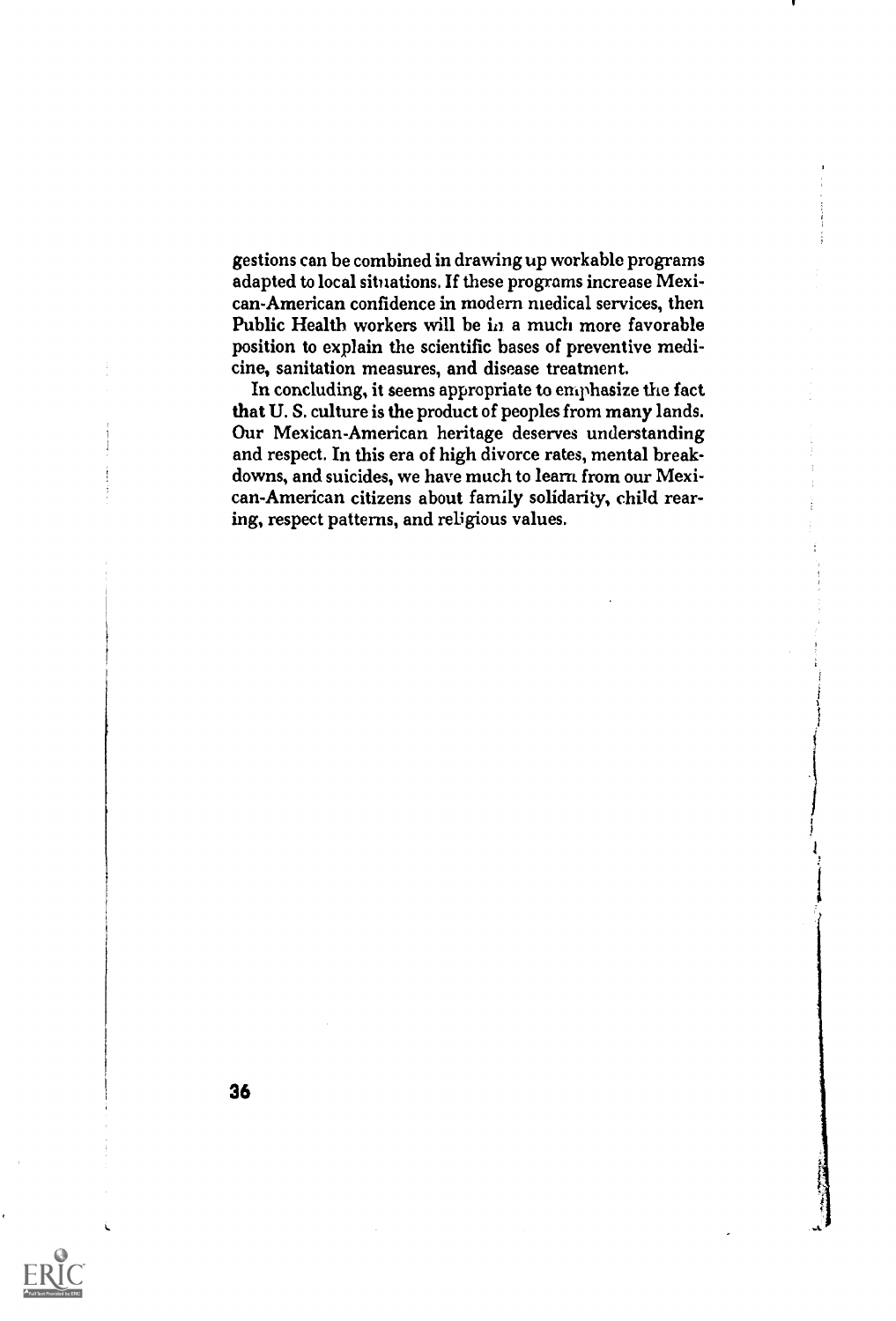gestions can be combined in drawing up workable programs adapted to local situations. If these programs increase Mexican-American confidence in modern medical services, then Public Health workers will be in a much more favorable position to explain the scientific bases of preventive medicine, sanitation measures, and disease treatment.

In concluding, it seems appropriate to emphasize the fact that U. S. culture is the product of peoples from many lands. Our Mexican-American heritage deserves understanding and respect. In this era of high divorce rates, mental breakdowns, and suicides, we have much to learn from our Mexican-American citizens about family solidarity, child rearing, respect patterns, and religious values.